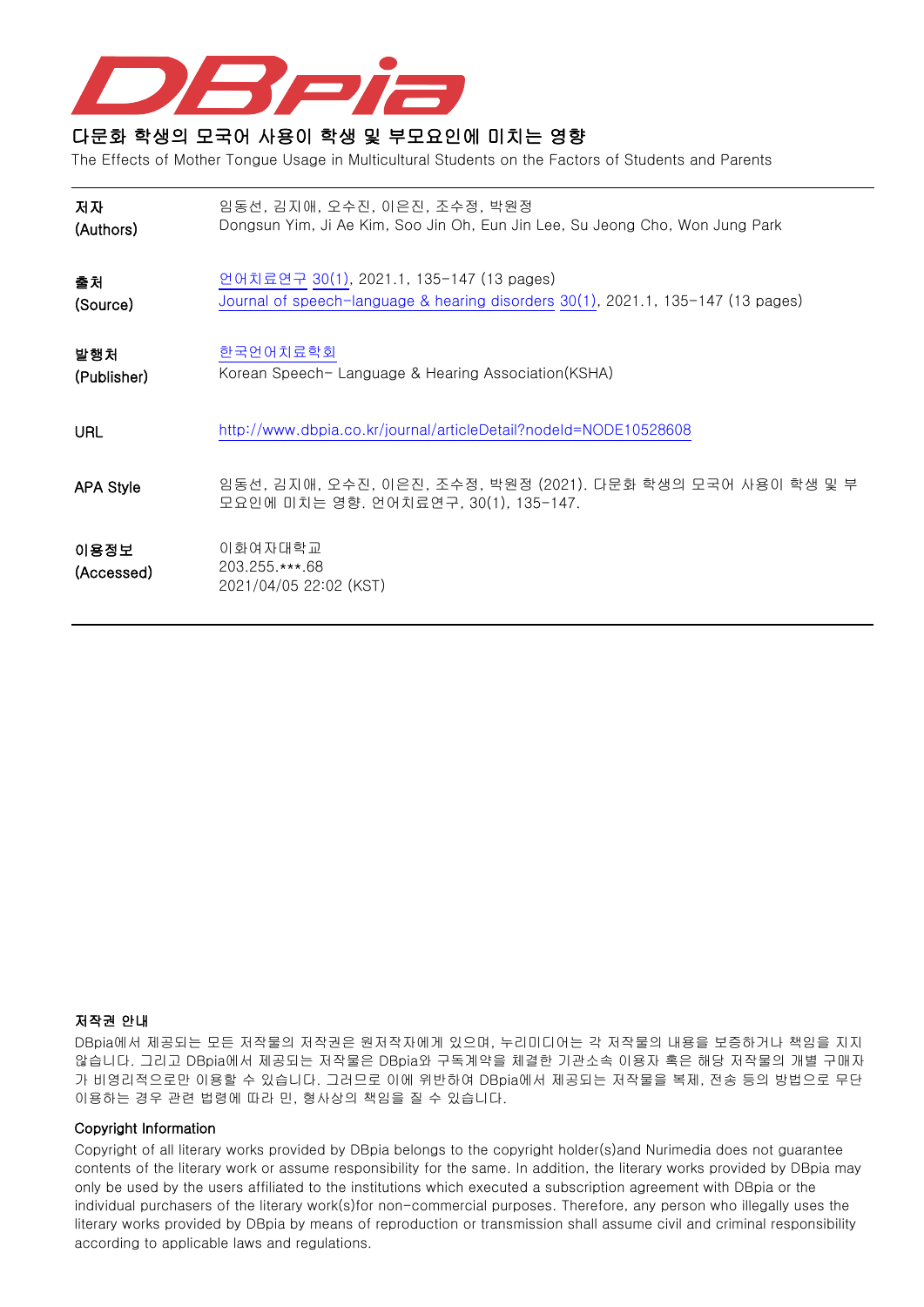# 다문화 학생의 모국어 사용이 학생 및 부모요인에 미치는 영향

The Effects of Mother Tongue Usage in Multicultural Students on the Factors of Students and Parents

| | |
|---|---|
| **저자** **(Authors)** | 임동선, 김지애, 오수진, 이은진, 조수정, 박원정 Dongsun Yim, Ji Ae Kim, Soo Jin Oh, Eun Jin Lee, Su Jeong Cho, Won Jung Park |
| **출처** **(Source)** | 언어치료연구 30(1), 2021.1, 135-147 (13 pages) Journal of speech-language & hearing disorders 30(1), 2021.1, 135-147 (13 pages) |
| **발행처** **(Publisher)** | 한국언어치료학회 Korean Speech- Language & Hearing Association(KSHA) |
| **URL** | http://www.dbpia.co.kr/journal/articleDetail?nodeId=NODE10528608 |
| **APA Style** | 임동선, 김지애, 오수진, 이은진, 조수정, 박원정 (2021). 다문화 학생의 모국어 사용이 학생 및 부모요인에 미치는 영향. 언어치료연구, 30(1), 135-147. |
| **이용정보** **(Accessed)** | 이화여자대학교 203.255.***.68 2021/04/05 22:02 (KST) |

**저작권 안내**

DBpia에서 제공되는 모든 저작물의 저작권은 원저작자에게 있으며, 누리미디어는 각 저작물의 내용을 보증하거나 책임을 지지 않습니다. 그리고 DBpia에서 제공되는 저작물은 DBpia와 구독계약을 체결한 기관소속 이용자 혹은 해당 저작물의 개별 구매자가 비영리적으로만 이용할 수 있습니다. 그러므로 이에 위반하여 DBpia에서 제공되는 저작물을 복제, 전송 등의 방법으로 무단 이용하는 경우 관련 법령에 따라 민, 형사상의 책임을 질 수 있습니다.

**Copyright Information**

Copyright of all literary works provided by DBpia belongs to the copyright holder(s)and Nurimedia does not guarantee contents of the literary work or assume responsibility for the same. In addition, the literary works provided by DBpia may only be used by the users affiliated to the institutions which executed a subscription agreement with DBpia or the individual purchasers of the literary work(s)for non-commercial purposes. Therefore, any person who illegally uses the literary works provided by DBpia by means of reproduction or transmission shall assume civil and criminal responsibility according to applicable laws and regulations.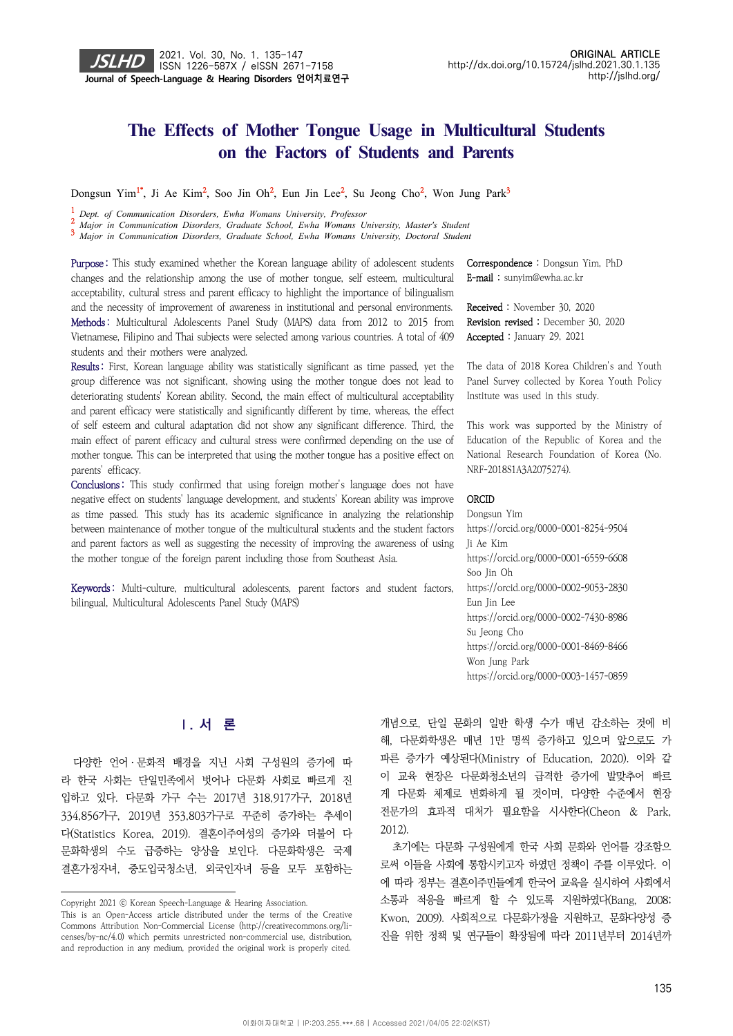# The Effects of Mother Tongue Usage in Multicultural Students on the Factors of Students and Parents

Dongsun Yim[1*], Ji Ae Kim[2], Soo Jin Oh[2], Eun Jin Lee[2], Su Jeong Cho[2], Won Jung Park[3]

[1] *Dept. of Communication Disorders, Ewha Womans University, Professor*
[2] *Major in Communication Disorders, Graduate School, Ewha Womans University, Master's Student*
[3] *Major in Communication Disorders, Graduate School, Ewha Womans University, Doctoral Student*

**Purpose:** This study examined whether the Korean language ability of adolescent students changes and the relationship among the use of mother tongue, self esteem, multicultural acceptability, cultural stress and parent efficacy to highlight the importance of bilingualism and the necessity of improvement of awareness in institutional and personal environments.
**Methods:** Multicultural Adolescents Panel Study (MAPS) data from 2012 to 2015 from Vietnamese, Filipino and Thai subjects were selected among various countries. A total of 409 students and their mothers were analyzed.
**Results:** First, Korean language ability was statistically significant as time passed, yet the group difference was not significant, showing using the mother tongue does not lead to deteriorating students' Korean ability. Second, the main effect of multicultural acceptability and parent efficacy were statistically and significantly different by time, whereas, the effect of self esteem and cultural adaptation did not show any significant difference. Third, the main effect of parent efficacy and cultural stress were confirmed depending on the use of mother tongue. This can be interpreted that using the mother tongue has a positive effect on parents' efficacy.
**Conclusions:** This study confirmed that using foreign mother's language does not have negative effect on students' language development, and students' Korean ability was improve as time passed. This study has its academic significance in analyzing the relationship between maintenance of mother tongue of the multicultural students and the student factors and parent factors as well as suggesting the necessity of improving the awareness of using the mother tongue of the foreign parent including those from Southeast Asia.

**Keywords:** Multi-culture, multicultural adolescents, parent factors and student factors, bilingual, Multicultural Adolescents Panel Study (MAPS)

**Correspondence** : Dongsun Yim, PhD
**E-mail** : sunyim@ewha.ac.kr

**Received** : November 30, 2020
**Revision revised** : December 30, 2020
**Accepted** : January 29, 2021

The data of 2018 Korea Children's and Youth Panel Survey collected by Korea Youth Policy Institute was used in this study.

This work was supported by the Ministry of Education of the Republic of Korea and the National Research Foundation of Korea (No. NRF-2018S1A3A2075274).

**ORCID**
Dongsun Yim
https://orcid.org/0000-0001-8254-9504
Ji Ae Kim
https://orcid.org/0000-0001-6559-6608
Soo Jin Oh
https://orcid.org/0000-0002-9053-2830
Eun Jin Lee
https://orcid.org/0000-0002-7430-8986
Su Jeong Cho
https://orcid.org/0000-0001-8469-8466
Won Jung Park
https://orcid.org/0000-0003-1457-0859

## Ⅰ. 서 론

다양한 언어·문화적 배경을 지닌 사회 구성원의 증가에 따라 한국 사회는 단일민족에서 벗어나 다문화 사회로 빠르게 진입하고 있다. 다문화 가구 수는 2017년 318,917가구, 2018년 334,856가구, 2019년 353,803가구로 꾸준히 증가하는 추세이다(Statistics Korea, 2019). 결혼이주여성의 증가와 더불어 다문화학생의 수도 급증하는 양상을 보인다. 다문화학생은 국제결혼가정자녀, 중도입국청소년, 외국인자녀 등을 모두 포함하는 개념으로, 단일 문화의 일반 학생 수가 매년 감소하는 것에 비해, 다문화학생은 매년 1만 명씩 증가하고 있으며 앞으로도 가파른 증가가 예상된다(Ministry of Education, 2020). 이와 같이 교육 현장은 다문화청소년의 급격한 증가에 발맞추어 빠르게 다문화 체제로 변화하게 될 것이며, 다양한 수준에서 현장 전문가의 효과적 대처가 필요함을 시사한다(Cheon & Park, 2012).

초기에는 다문화 구성원에게 한국 사회 문화와 언어를 강조함으로써 이들을 사회에 통합시키고자 하였던 정책이 주를 이루었다. 이에 따라 정부는 결혼이주민들에게 한국어 교육을 실시하여 사회에서 소통과 적응을 빠르게 할 수 있도록 지원하였다(Bang, 2008; Kwon, 2009). 사회적으로 다문화가정을 지원하고, 문화다양성 증진을 위한 정책 및 연구들이 확장됨에 따라 2011년부터 2014년까

Copyright 2021 ⓒ Korean Speech-Language & Hearing Association.
This is an Open-Access article distributed under the terms of the Creative Commons Attribution Non-Commercial License (http://creativecommons.org/licenses/by-nc/4.0) which permits unrestricted non-commercial use, distribution, and reproduction in any medium, provided the original work is properly cited.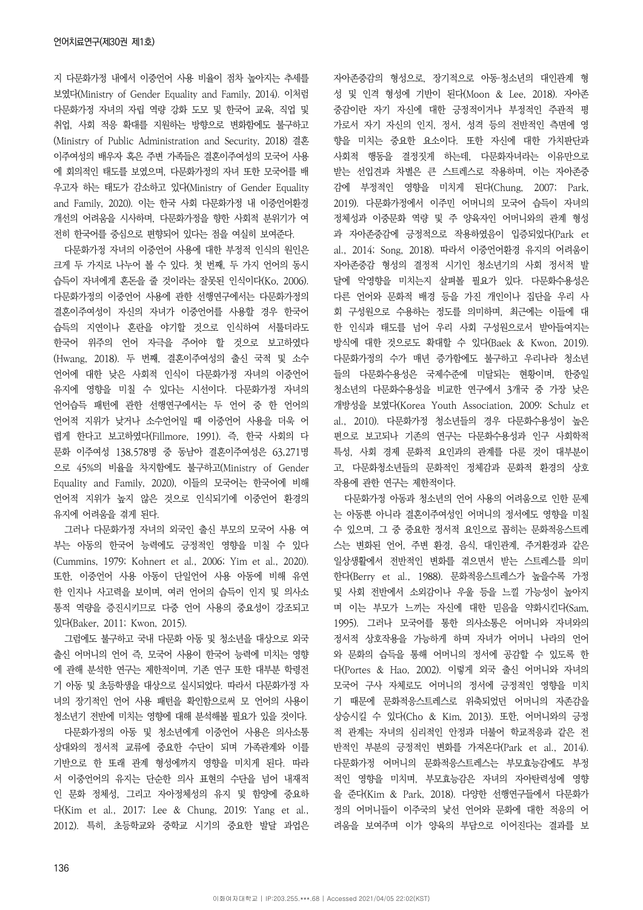지 다문화가정 내에서 이중언어 사용 비율이 점차 높아지는 추세를 보였다(Ministry of Gender Equality and Family, 2014). 이처럼 다문화가정 자녀의 자립 역량 강화 도모 및 한국어 교육, 직업 및 취업, 사회 적응 확대를 지원하는 방향으로 변화함에도 불구하고 (Ministry of Public Administration and Security, 2018) 결혼 이주여성의 배우자 혹은 주변 가족들은 결혼이주여성의 모국어 사용에 회의적인 태도를 보였으며, 다문화가정의 자녀 또한 모국어를 배우고자 하는 태도가 감소하고 있다(Ministry of Gender Equality and Family, 2020). 이는 한국 사회 다문화가정 내 이중언어환경 개선의 어려움을 시사하며, 다문화가정을 향한 사회적 분위기가 여전히 한국어를 중심으로 편향되어 있다는 점을 여실히 보여준다.

다문화가정 자녀의 이중언어 사용에 대한 부정적 인식의 원인은 크게 두 가지로 나누어 볼 수 있다. 첫 번째, 두 가지 언어의 동시 습득이 자녀에게 혼돈을 줄 것이라는 잘못된 인식이다(Ko, 2006). 다문화가정의 이중언어 사용에 관한 선행연구에서는 다문화가정의 결혼이주여성이 자신의 자녀가 이중언어를 사용할 경우 한국어 습득의 지연이나 혼란을 야기할 것으로 인식하여 서툴더라도 한국어 위주의 언어 자극을 주어야 할 것으로 보고하였다 (Hwang, 2018). 두 번째, 결혼이주여성의 출신 국적 및 소수 언어에 대한 낮은 사회적 인식이 다문화가정 자녀의 이중언어 유지에 영향을 미칠 수 있다는 시선이다. 다문화가정 자녀의 언어습득 패턴에 관한 선행연구에서는 두 언어 중 한 언어의 언어적 지위가 낮거나 소수언어일 때 이중언어 사용을 더욱 어렵게 한다고 보고하였다(Fillmore, 1991). 즉, 한국 사회의 다문화 이주여성 138,578명 중 동남아 결혼이주여성은 63,271명으로 45%의 비율을 차지함에도 불구하고(Ministry of Gender Equality and Family, 2020), 이들의 모국어는 한국어에 비해 언어적 지위가 높지 않은 것으로 인식되기에 이중언어 환경의 유지에 어려움을 겪게 된다.

그러나 다문화가정 자녀의 외국인 출신 부모의 모국어 사용 여부는 아동의 한국어 능력에도 긍정적인 영향을 미칠 수 있다 (Cummins, 1979; Kohnert et al., 2006; Yim et al., 2020). 또한, 이중언어 사용 아동이 단일언어 사용 아동에 비해 유연한 인지나 사고력을 보이며, 여러 언어의 습득이 인지 및 의사소통적 역량을 증진시키므로 다중 언어 사용의 중요성이 강조되고 있다(Baker, 2011; Kwon, 2015).

그럼에도 불구하고 국내 다문화 아동 및 청소년을 대상으로 외국 출신 어머니의 언어 즉, 모국어 사용이 한국어 능력에 미치는 영향에 관해 분석한 연구는 제한적이며, 기존 연구 또한 대부분 학령전기 아동 및 초등학생을 대상으로 실시되었다. 따라서 다문화가정 자녀의 장기적인 언어 사용 패턴을 확인함으로써 모 언어의 사용이 청소년기 전반에 미치는 영향에 대해 분석해볼 필요가 있을 것이다.

다문화가정의 아동 및 청소년에게 이중언어 사용은 의사소통 상대와의 정서적 교류에 중요한 수단이 되며 가족관계와 이를 기반으로 한 또래 관계 형성에까지 영향을 미치게 된다. 따라서 이중언어의 유지는 단순한 의사 표현의 수단을 넘어 내재적인 문화 정체성, 그리고 자아정체성의 유지 및 함양에 중요하다(Kim et al., 2017; Lee & Chung, 2019; Yang et al., 2012). 특히, 초등학교와 중학교 시기의 중요한 발달 과업은 자아존중감의 형성으로, 장기적으로 아동·청소년의 대인관계 형성 및 인격 형성에 기반이 된다(Moon & Lee, 2018). 자아존중감이란 자기 자신에 대한 긍정적이거나 부정적인 주관적 평가로서 자기 자신의 인지, 정서, 성격 등의 전반적인 측면에 영향을 미치는 중요한 요소이다. 또한 자신에 대한 가치판단과 사회적 행동을 결정짓게 하는데, 다문화자녀라는 이유만으로 받는 선입견과 차별은 큰 스트레스로 작용하며, 이는 자아존중감에 부정적인 영향을 미치게 된다(Chung, 2007; Park, 2019). 다문화가정에서 이주민 어머니의 모국어 습득이 자녀의 정체성과 이중문화 역량 및 주 양육자인 어머니와의 관계 형성과 자아존중감에 긍정적으로 작용하였음이 입증되었다(Park et al., 2014; Song, 2018). 따라서 이중언어환경 유지의 어려움이 자아존중감 형성의 결정적 시기인 청소년기의 사회 정서적 발달에 악영향을 미치는지 살펴볼 필요가 있다. 다문화수용성은 다른 언어와 문화적 배경 등을 가진 개인이나 집단을 우리 사회 구성원으로 수용하는 정도를 의미하며, 최근에는 이들에 대한 인식과 태도를 넘어 우리 사회 구성원으로서 받아들여지는 방식에 대한 것으로도 확대할 수 있다(Baek & Kwon, 2019). 다문화가정의 수가 매년 증가함에도 불구하고 우리나라 청소년들의 다문화수용성은 국제수준에 미달되는 현황이며, 한중일 청소년의 다문화수용성을 비교한 연구에서 3개국 중 가장 낮은 개방성을 보였다(Korea Youth Association, 2009; Schulz et al., 2010). 다문화가정 청소년들의 경우 다문화수용성이 높은 편으로 보고되나 기존의 연구는 다문화수용성과 인구 사회학적 특성, 사회 경제 문화적 요인과의 관계를 다룬 것이 대부분이고, 다문화청소년들의 문화적인 정체감과 문화적 환경의 상호 작용에 관한 연구는 제한적이다.

다문화가정 아동과 청소년의 언어 사용의 어려움으로 인한 문제는 아동뿐 아니라 결혼이주여성인 어머니의 정서에도 영향을 미칠 수 있으며, 그 중 중요한 정서적 요인으로 꼽히는 문화적응스트레스는 변화된 언어, 주변 환경, 음식, 대인관계, 주거환경과 같은 일상생활에서 전반적인 변화를 겪으면서 받는 스트레스를 의미한다(Berry et al., 1988). 문화적응스트레스가 높을수록 가정 및 사회 전반에서 소외감이나 우울 등을 느낄 가능성이 높아지며 이는 부모가 느끼는 자신에 대한 믿음을 약화시킨다(Sam, 1995). 그러나 모국어를 통한 의사소통은 어머니와 자녀와의 정서적 상호작용을 가능하게 하며 자녀가 어머니 나라의 언어와 문화의 습득을 통해 어머니의 정서에 공감할 수 있도록 한다(Portes & Hao, 2002). 이렇게 외국 출신 어머니와 자녀의 모국어 구사 자체로도 어머니의 정서에 긍정적인 영향을 미치기 때문에 문화적응스트레스로 위축되었던 어머니의 자존감을 상승시킬 수 있다(Cho & Kim, 2013). 또한, 어머니와의 긍정적 관계는 자녀의 심리적인 안정과 더불어 학교적응과 같은 전반적인 부분의 긍정적인 변화를 가져온다(Park et al., 2014). 다문화가정 어머니의 문화적응스트레스는 부모효능감에도 부정적인 영향을 미치며, 부모효능감은 자녀의 자아탄력성에 영향을 준다(Kim & Park, 2018). 다양한 선행연구들에서 다문화가정의 어머니들이 이주국의 낯선 언어와 문화에 대한 적응의 어려움을 보여주며 이가 양육의 부담으로 이어진다는 결과를 보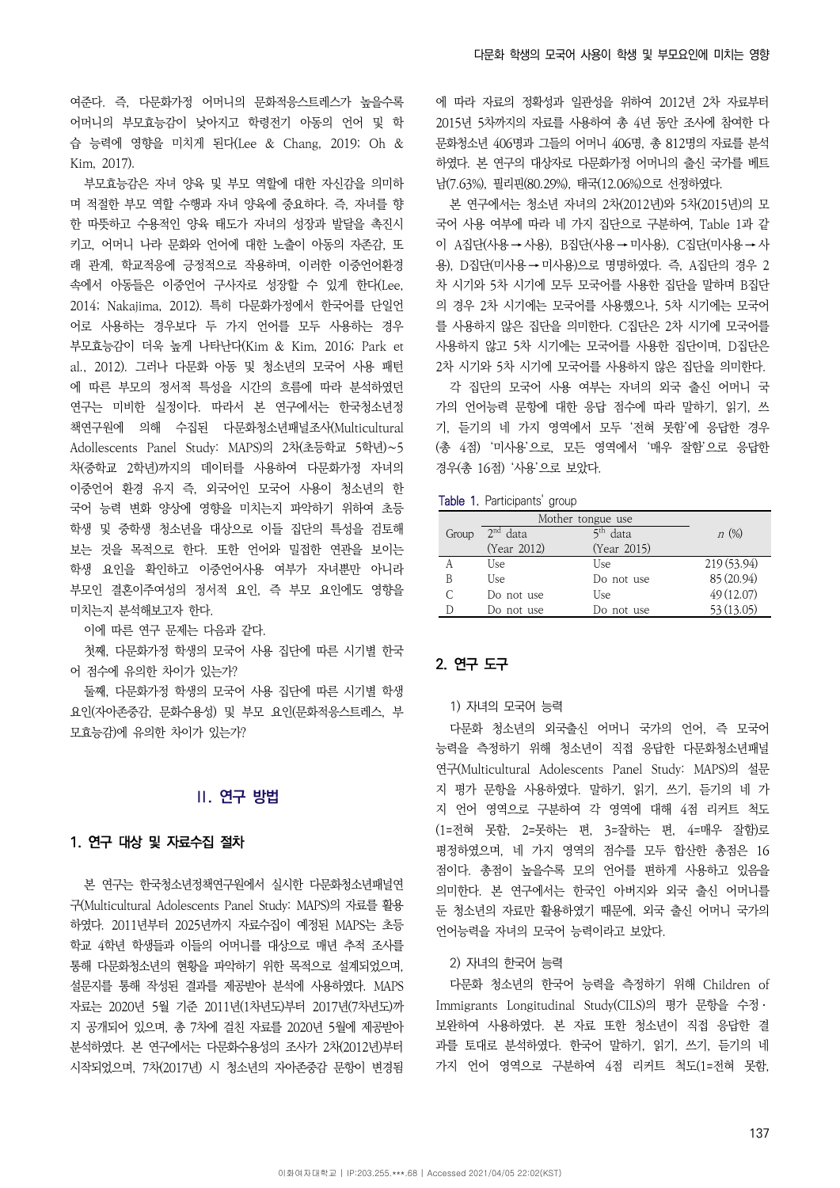여준다. 즉, 다문화가정 어머니의 문화적응스트레스가 높을수록 어머니의 부모효능감이 낮아지고 학령전기 아동의 언어 및 학습 능력에 영향을 미치게 된다(Lee & Chang, 2019; Oh & Kim, 2017).

부모효능감은 자녀 양육 및 부모 역할에 대한 자신감을 의미하며 적절한 부모 역할 수행과 자녀 양육에 중요하다. 즉, 자녀를 향한 따뜻하고 수용적인 양육 태도가 자녀의 성장과 발달을 촉진시키고, 어머니 나라 문화와 언어에 대한 노출이 아동의 자존감, 또래 관계, 학교적응에 긍정적으로 작용하며, 이러한 이중언어환경 속에서 아동들은 이중언어 구사자로 성장할 수 있게 한다(Lee, 2014; Nakajima, 2012). 특히 다문화가정에서 한국어를 단일언어로 사용하는 경우보다 두 가지 언어를 모두 사용하는 경우 부모효능감이 더욱 높게 나타난다(Kim & Kim, 2016; Park et al., 2012). 그러나 다문화 아동 및 청소년의 모국어 사용 패턴에 따른 부모의 정서적 특성을 시간의 흐름에 따라 분석하였던 연구는 미비한 실정이다. 따라서 본 연구에서는 한국청소년정책연구원에 의해 수집된 다문화청소년패널조사(Multicultural Adollescents Panel Study: MAPS)의 2차(초등학교 5학년)~5차(중학교 2학년)까지의 데이터를 사용하여 다문화가정 자녀의 이중언어 환경 유지 즉, 외국인 모국어 사용이 청소년의 한국어 능력 변화 양상에 영향을 미치는지 파악하기 위하여 초등학생 및 중학생 청소년을 대상으로 이들 집단의 특성을 검토해 보는 것을 목적으로 한다. 또한 언어와 밀접한 연관을 보이는 학생 요인을 확인하고 이중언어사용 여부가 자녀뿐만 아니라 부모인 결혼이주여성의 정서적 요인, 즉 부모 요인에도 영향을 미치는지 분석해보고자 한다.

이에 따른 연구 문제는 다음과 같다.

첫째, 다문화가정 학생의 모국어 사용 집단에 따른 시기별 한국어 점수에 유의한 차이가 있는가?

둘째, 다문화가정 학생의 모국어 사용 집단에 따른 시기별 학생 요인(자아존중감, 문화수용성) 및 부모 요인(문화적응스트레스, 부모효능감)에 유의한 차이가 있는가?

## II. 연구 방법

### 1. 연구 대상 및 자료수집 절차

본 연구는 한국청소년정책연구원에서 실시한 다문화청소년패널연구(Multicultural Adolescents Panel Study: MAPS)의 자료를 활용하였다. 2011년부터 2025년까지 자료수집이 예정된 MAPS는 초등학교 4학년 학생들과 이들의 어머니를 대상으로 매년 추적 조사를 통해 다문화청소년의 현황을 파악하기 위한 목적으로 설계되었으며, 설문지를 통해 작성된 결과를 제공받아 분석에 사용하였다. MAPS 자료는 2020년 5월 기준 2011년(1차년도)부터 2017년(7차년도)까지 공개되어 있으며, 총 7차에 걸친 자료를 2020년 5월에 제공받아 분석하였다. 본 연구에서는 다문화수용성의 조사가 2차(2012년)부터 시작되었으며, 7차(2017년) 시 청소년의 자아존중감 문항이 변경됨에 따라 자료의 정확성과 일관성을 위하여 2012년 2차 자료부터 2015년 5차까지의 자료를 사용하여 총 4년 동안 조사에 참여한 다문화청소년 406명과 그들의 어머니 406명, 총 812명의 자료를 분석하였다. 본 연구의 대상자로 다문화가정 어머니의 출신 국가를 베트남(7.63%), 필리핀(80.29%), 태국(12.06%)으로 선정하였다.

본 연구에서는 청소년 자녀의 2차(2012년)와 5차(2015년)의 모국어 사용 여부에 따라 네 가지 집단으로 구분하여, Table 1과 같이 A집단(사용→사용), B집단(사용→미사용), C집단(미사용→사용), D집단(미사용→미사용)으로 명명하였다. 즉, A집단의 경우 2차 시기와 5차 시기에 모두 모국어를 사용한 집단을 말하며 B집단의 경우 2차 시기에는 모국어를 사용했으나, 5차 시기에는 모국어를 사용하지 않은 집단을 의미한다. C집단은 2차 시기에 모국어를 사용하지 않고 5차 시기에는 모국어를 사용한 집단이며, D집단은 2차 시기와 5차 시기에 모국어를 사용하지 않은 집단을 의미한다.

각 집단의 모국어 사용 여부는 자녀의 외국 출신 어머니 국가의 언어능력 문항에 대한 응답 점수에 따라 말하기, 읽기, 쓰기, 듣기의 네 가지 영역에서 모두 '전혀 못함'에 응답한 경우(총 4점) '미사용'으로, 모든 영역에서 '매우 잘함'으로 응답한 경우(총 16점) '사용'으로 보았다.

Table 1. Participants' group

| Group | Mother tongue use | | $n$ (%) |
|---|---|---|---|
| | $2^{nd}$ data (Year 2012) | $5^{th}$ data (Year 2015) | |
| A | Use | Use | 219 (53.94) |
| B | Use | Do not use | 85 (20.94) |
| C | Do not use | Use | 49 (12.07) |
| D | Do not use | Do not use | 53 (13.05) |

### 2. 연구 도구

1) 자녀의 모국어 능력

다문화 청소년의 외국출신 어머니 국가의 언어, 즉 모국어 능력을 측정하기 위해 청소년이 직접 응답한 다문화청소년패널연구(Multicultural Adolescents Panel Study: MAPS)의 설문지 평가 문항을 사용하였다. 말하기, 읽기, 쓰기, 듣기의 네 가지 언어 영역으로 구분하여 각 영역에 대해 4점 리커트 척도(1=전혀 못함, 2=못하는 편, 3=잘하는 편, 4=매우 잘함)로 평정하였으며, 네 가지 영역의 점수를 모두 합산한 총점은 16점이다. 총점이 높을수록 모의 언어를 편하게 사용하고 있음을 의미한다. 본 연구에서는 한국인 아버지와 외국 출신 어머니를 둔 청소년의 자료만 활용하였기 때문에, 외국 출신 어머니 국가의 언어능력을 자녀의 모국어 능력이라고 보았다.

2) 자녀의 한국어 능력

다문화 청소년의 한국어 능력을 측정하기 위해 Children of Immigrants Longitudinal Study(CILS)의 평가 문항을 수정·보완하여 사용하였다. 본 자료 또한 청소년이 직접 응답한 결과를 토대로 분석하였다. 한국어 말하기, 읽기, 쓰기, 듣기의 네 가지 언어 영역으로 구분하여 4점 리커트 척도(1=전혀 못함,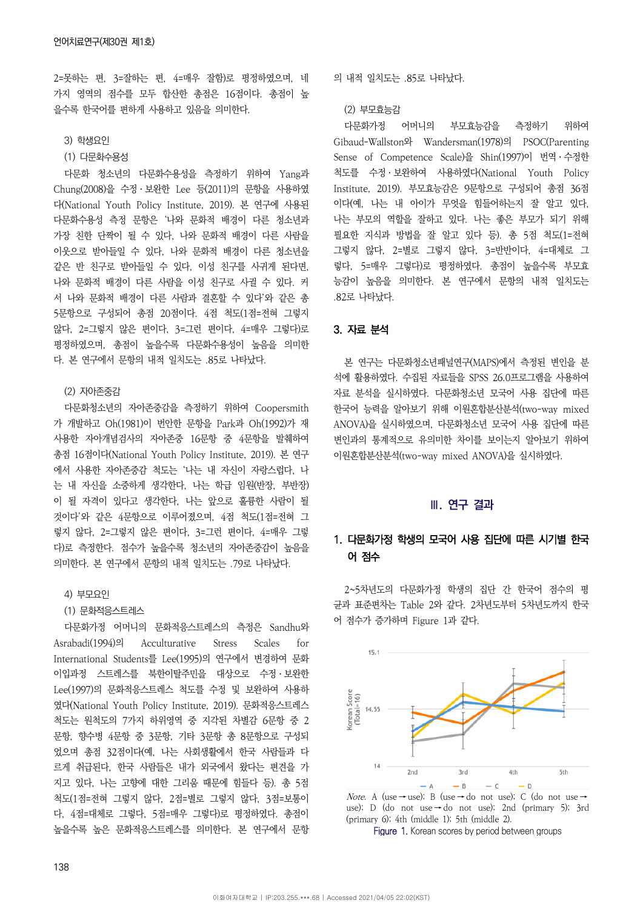2=못하는 편, 3=잘하는 편, 4=매우 잘함)로 평정하였으며, 네 가지 영역의 점수를 모두 합산한 총점은 16점이다. 총점이 높을수록 한국어를 편하게 사용하고 있음을 의미한다.

3) 학생요인

(1) 다문화수용성

다문화 청소년의 다문화수용성을 측정하기 위하여 Yang과 Chung(2008)을 수정·보완한 Lee 등(2011)의 문항을 사용하였다(National Youth Policy Institute, 2019). 본 연구에 사용된 다문화수용성 측정 문항은 '나와 문화적 배경이 다른 청소년과 가장 친한 단짝이 될 수 있다, 나와 문화적 배경이 다른 사람을 이웃으로 받아들일 수 있다, 나와 문화적 배경이 다른 청소년을 같은 반 친구로 받아들일 수 있다, 이성 친구를 사귀게 된다면, 나와 문화적 배경이 다른 사람을 이성 친구로 사귈 수 있다. 커서 나와 문화적 배경이 다른 사람과 결혼할 수 있다'와 같은 총 5문항으로 구성되어 총점 20점이다. 4점 척도(1점=전혀 그렇지 않다, 2=그렇지 않은 편이다, 3=그런 편이다, 4=매우 그렇다)로 평정하였으며, 총점이 높을수록 다문화수용성이 높음을 의미한다. 본 연구에서 문항의 내적 일치도는 .85로 나타났다.

(2) 자아존중감

다문화청소년의 자아존중감을 측정하기 위하여 Coopersmith가 개발하고 Oh(1981)이 번안한 문항을 Park과 Oh(1992)가 재사용한 자아개념검사의 자아존중 16문항 중 4문항을 발췌하여 총점 16점이다(National Youth Policy Institute, 2019). 본 연구에서 사용한 자아존중감 척도는 '나는 내 자신이 자랑스럽다, 나는 내 자신을 소중하게 생각한다, 나는 학급 임원(반장, 부반장)이 될 자격이 있다고 생각한다, 나는 앞으로 훌륭한 사람이 될 것이다'와 같은 4문항으로 이루어졌으며, 4점 척도(1점=전혀 그렇지 않다, 2=그렇지 않은 편이다, 3=그런 편이다, 4=매우 그렇다)로 측정한다. 점수가 높을수록 청소년의 자아존중감이 높음을 의미한다. 본 연구에서 문항의 내적 일치도는 .79로 나타났다.

4) 부모요인

(1) 문화적응스트레스

다문화가정 어머니의 문화적응스트레스의 측정은 Sandhu와 Asrabadi(1994)의 Acculturative Stress Scales for International Students를 Lee(1995)의 연구에서 변경하여 문화이입과정 스트레스를 북한이탈주민을 대상으로 수정·보완한 Lee(1997)의 문화적응스트레스 척도를 수정 및 보완하여 사용하였다(National Youth Policy Institute, 2019). 문화적응스트레스 척도는 원척도의 7가지 하위영역 중 지각된 차별감 6문항 중 2문항, 향수병 4문항 중 3문항, 기타 3문항 총 8문항으로 구성되었으며 총점 32점이다(예, 나는 사회생활에서 한국 사람들과 다르게 취급된다, 한국 사람들은 내가 외국에서 왔다는 편견을 가지고 있다, 나는 고향에 대한 그리움 때문에 힘들다 등). 총 5점 척도(1점=전혀 그렇지 않다, 2점=별로 그렇지 않다, 3점=보통이다, 4점=대체로 그렇다, 5점=매우 그렇다)로 평정하였다. 총점이 높을수록 높은 문화적응스트레스를 의미한다. 본 연구에서 문항의 내적 일치도는 .85로 나타났다.

(2) 부모효능감

다문화가정 어머니의 부모효능감을 측정하기 위하여 Gibaud-Wallston와 Wandersman(1978)의 PSOC(Parenting Sense of Competence Scale)을 Shin(1997)이 번역·수정한 척도를 수정·보완하여 사용하였다(National Youth Policy Institute, 2019). 부모효능감은 9문항으로 구성되어 총점 36점이다(예, 나는 내 아이가 무엇을 힘들어하는지 잘 알고 있다, 나는 부모의 역할을 잘하고 있다. 나는 좋은 부모가 되기 위해 필요한 지식과 방법을 잘 알고 있다 등). 총 5점 척도(1=전혀 그렇지 않다, 2=별로 그렇지 않다, 3=반반이다, 4=대체로 그렇다, 5=매우 그렇다)로 평정하였다. 총점이 높을수록 부모효능감이 높음을 의미한다. 본 연구에서 문항의 내적 일치도는 .82로 나타났다.

## 3. 자료 분석

본 연구는 다문화청소년패널연구(MAPS)에서 측정된 변인을 분석에 활용하였다. 수집된 자료들을 SPSS 26.0프로그램을 사용하여 자료 분석을 실시하였다. 다문화청소년 모국어 사용 집단에 따른 한국어 능력을 알아보기 위해 이원혼합분산분석(two-way mixed ANOVA)을 실시하였으며, 다문화청소년 모국어 사용 집단에 따른 변인과의 통계적으로 유의미한 차이를 보이는지 알아보기 위하여 이원혼합분산분석(two-way mixed ANOVA)을 실시하였다.

# Ⅲ. 연구 결과

## 1. 다문화가정 학생의 모국어 사용 집단에 따른 시기별 한국어 점수

2~5차년도의 다문화가정 학생의 집단 간 한국어 점수의 평균과 표준편차는 Table 2와 같다. 2차년도부터 5차년도까지 한국어 점수가 증가하며 Figure 1과 같다.

*Note.* A (use→use); B (use→do not use); C (do not use→use); D (do not use→do not use); 2nd (primary 5); 3rd (primary 6); 4th (middle 1); 5th (middle 2).

Figure 1. Korean scores by period between groups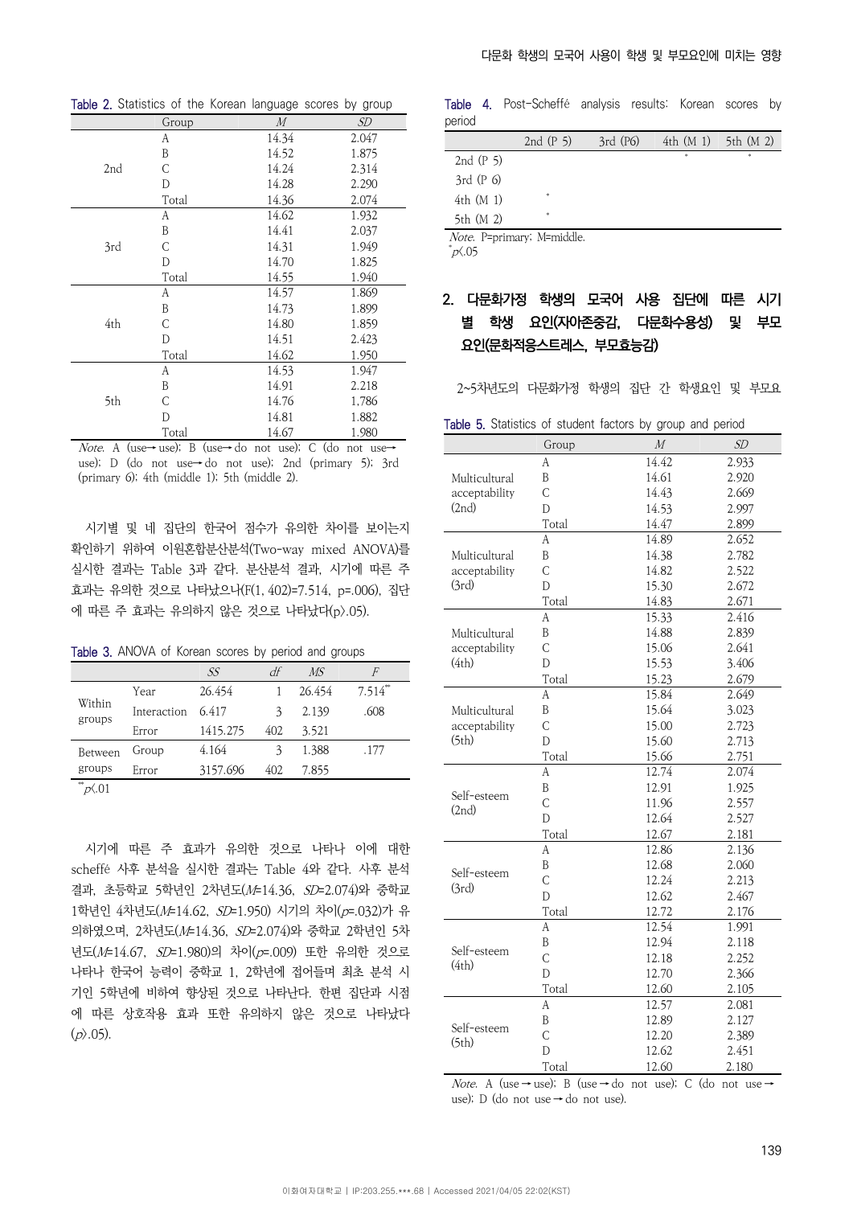Table 2. Statistics of the Korean language scores by group

| | Group | $M$ | $SD$ |
|---|---|---|---|
| 2nd | A | 14.34 | 2.047 |
| | B | 14.52 | 1.875 |
| | C | 14.24 | 2.314 |
| | D | 14.28 | 2.290 |
| | Total | 14.36 | 2.074 |
| 3rd | A | 14.62 | 1.932 |
| | B | 14.41 | 2.037 |
| | C | 14.31 | 1.949 |
| | D | 14.70 | 1.825 |
| | Total | 14.55 | 1.940 |
| 4th | A | 14.57 | 1.869 |
| | B | 14.73 | 1.899 |
| | C | 14.80 | 1.859 |
| | D | 14.51 | 2.423 |
| | Total | 14.62 | 1.950 |
| 5th | A | 14.53 | 1.947 |
| | B | 14.91 | 2.218 |
| | C | 14.76 | 1,786 |
| | D | 14.81 | 1.882 |
| | Total | 14.67 | 1.980 |

*Note*. A (use→use); B (use→do not use); C (do not use→use); D (do not use→do not use); 2nd (primary 5); 3rd (primary 6); 4th (middle 1); 5th (middle 2).

시기별 및 네 집단의 한국어 점수가 유의한 차이를 보이는지 확인하기 위하여 이원혼합분산분석(Two-way mixed ANOVA)를 실시한 결과는 Table 3과 같다. 분산분석 결과, 시기에 따른 주 효과는 유의한 것으로 나타났으나($F(1, 402)=7.514$, $p=.006$), 집단에 따른 주 효과는 유의하지 않은 것으로 나타났다($p>.05$).

Table 3. ANOVA of Korean scores by period and groups

| | | $SS$ | $df$ | $MS$ | $F$ |
|---|---|---|---|---|---|
| Within groups | Year | 26.454 | 1 | 26.454 | 7.514** |
| | Interaction | 6.417 | 3 | 2.139 | .608 |
| | Error | 1415.275 | 402 | 3.521 | |
| Between groups | Group | 4.164 | 3 | 1.388 | .177 |
| | Error | 3157.696 | 402 | 7.855 | |

**$p<.01$

시기에 따른 주 효과가 유의한 것으로 나타나 이에 대한 scheffé 사후 분석을 실시한 결과는 Table 4와 같다. 사후 분석 결과, 초등학교 5학년인 2차년도($M$=14.36, $SD$=2.074)와 중학교 1학년인 4차년도($M$=14.62, $SD$=1.950) 시기의 차이($p$=.032)가 유의하였으며, 2차년도($M$=14.36, $SD$=2.074)와 중학교 2학년인 5차년도($M$=14.67, $SD$=1.980)의 차이($p$=.009) 또한 유의한 것으로 나타나 한국어 능력이 중학교 1, 2학년에 접어들며 최초 분석 시기인 5학년에 비하여 향상된 것으로 나타난다. 한편 집단과 시점에 따른 상호작용 효과 또한 유의하지 않은 것으로 나타났다 ($p>.05$).

Table 4. Post-Scheffé analysis results: Korean scores by period

| | 2nd (P 5) | 3rd (P6) | 4th (M 1) | 5th (M 2) |
|---|---|---|---|---|
| 2nd (P 5) | | | * | * |
| 3rd (P 6) | | | | |
| 4th (M 1) | * | | | |
| 5th (M 2) | * | | | |

*Note*. P=primary; M=middle.
*$p<.05$

## 2. 다문화가정 학생의 모국어 사용 집단에 따른 시기별 학생 요인(자아존중감, 다문화수용성) 및 부모 요인(문화적응스트레스, 부모효능감)

2~5차년도의 다문화가정 학생의 집단 간 학생요인 및 부모요

Table 5. Statistics of student factors by group and period

| | Group | $M$ | $SD$ |
|---|---|---|---|
| Multicultural acceptability (2nd) | A | 14.42 | 2.933 |
| | B | 14.61 | 2.920 |
| | C | 14.43 | 2.669 |
| | D | 14.53 | 2.997 |
| | Total | 14.47 | 2.899 |
| Multicultural acceptability (3rd) | A | 14.89 | 2.652 |
| | B | 14.38 | 2.782 |
| | C | 14.82 | 2.522 |
| | D | 15.30 | 2.672 |
| | Total | 14.83 | 2.671 |
| Multicultural acceptability (4th) | A | 15.33 | 2.416 |
| | B | 14.88 | 2.839 |
| | C | 15.06 | 2.641 |
| | D | 15.53 | 3.406 |
| | Total | 15.23 | 2.679 |
| Multicultural acceptability (5th) | A | 15.84 | 2.649 |
| | B | 15.64 | 3.023 |
| | C | 15.00 | 2.723 |
| | D | 15.60 | 2.713 |
| | Total | 15.66 | 2.751 |
| Self-esteem (2nd) | A | 12.74 | 2.074 |
| | B | 12.91 | 1.925 |
| | C | 11.96 | 2.557 |
| | D | 12.64 | 2.527 |
| | Total | 12.67 | 2.181 |
| Self-esteem (3rd) | A | 12.86 | 2.136 |
| | B | 12.68 | 2.060 |
| | C | 12.24 | 2.213 |
| | D | 12.62 | 2.467 |
| | Total | 12.72 | 2.176 |
| Self-esteem (4th) | A | 12.54 | 1.991 |
| | B | 12.94 | 2.118 |
| | C | 12.18 | 2.252 |
| | D | 12.70 | 2.366 |
| | Total | 12.60 | 2.105 |
| Self-esteem (5th) | A | 12.57 | 2.081 |
| | B | 12.89 | 2.127 |
| | C | 12.20 | 2.389 |
| | D | 12.62 | 2.451 |
| | Total | 12.60 | 2.180 |

*Note*. A (use→use); B (use→do not use); C (do not use→use); D (do not use→do not use).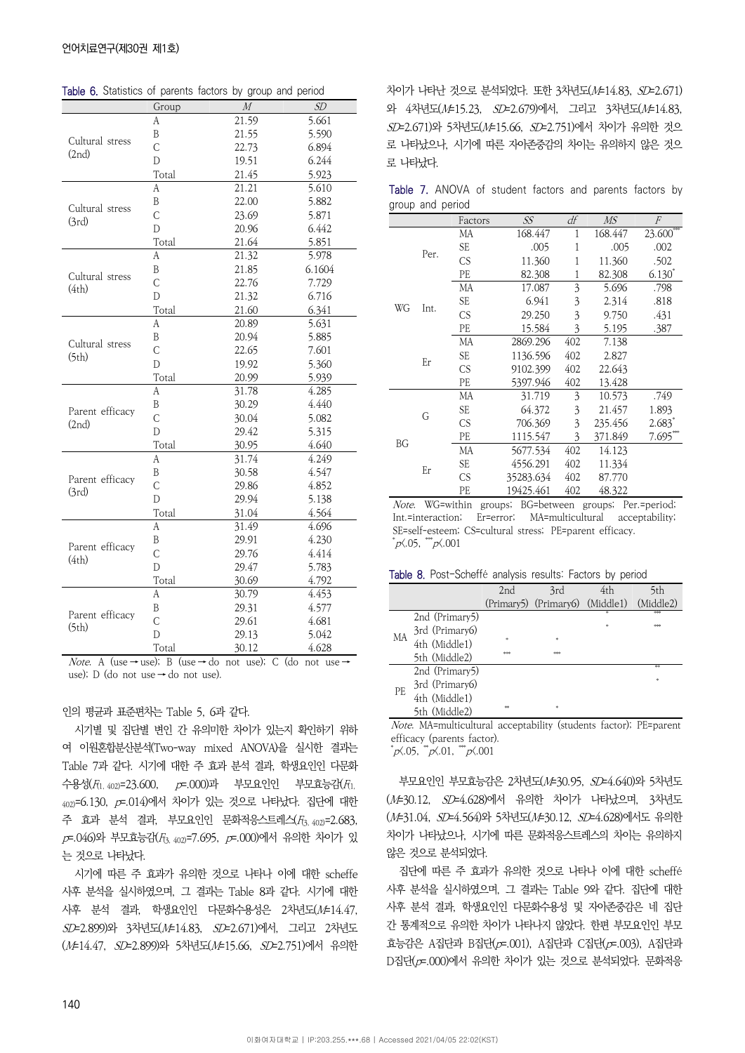Table 6. Statistics of parents factors by group and period

| | Group | *M* | *SD* |
|---|---|---|---|
| Cultural stress (2nd) | A | 21.59 | 5.661 |
| | B | 21.55 | 5.590 |
| | C | 22.73 | 6.894 |
| | D | 19.51 | 6.244 |
| | Total | 21.45 | 5.923 |
| Cultural stress (3rd) | A | 21.21 | 5.610 |
| | B | 22.00 | 5.882 |
| | C | 23.69 | 5.871 |
| | D | 20.96 | 6.442 |
| | Total | 21.64 | 5.851 |
| Cultural stress (4th) | A | 21.32 | 5.978 |
| | B | 21.85 | 6.1604 |
| | C | 22.76 | 7.729 |
| | D | 21.32 | 6.716 |
| | Total | 21.60 | 6.341 |
| Cultural stress (5th) | A | 20.89 | 5.631 |
| | B | 20.94 | 5.885 |
| | C | 22.65 | 7.601 |
| | D | 19.92 | 5.360 |
| | Total | 20.99 | 5.939 |
| Parent efficacy (2nd) | A | 31.78 | 4.285 |
| | B | 30.29 | 4.440 |
| | C | 30.04 | 5.082 |
| | D | 29.42 | 5.315 |
| | Total | 30.95 | 4.640 |
| Parent efficacy (3rd) | A | 31.74 | 4.249 |
| | B | 30.58 | 4.547 |
| | C | 29.86 | 4.852 |
| | D | 29.94 | 5.138 |
| | Total | 31.04 | 4.564 |
| Parent efficacy (4th) | A | 31.49 | 4.696 |
| | B | 29.91 | 4.230 |
| | C | 29.76 | 4.414 |
| | D | 29.47 | 5.783 |
| | Total | 30.69 | 4.792 |
| Parent efficacy (5th) | A | 30.79 | 4.453 |
| | B | 29.31 | 4.577 |
| | C | 29.61 | 4.681 |
| | D | 29.13 | 5.042 |
| | Total | 30.12 | 4.628 |

*Note.* A (use→use); B (use→do not use); C (do not use→use); D (do not use→do not use).

인의 평균과 표준편차는 Table 5, 6과 같다.

시기별 및 집단별 변인 간 유의미한 차이가 있는지 확인하기 위하여 이원혼합분산분석(Two-way mixed ANOVA)을 실시한 결과는 Table 7과 같다. 시기에 대한 주 효과 분석 결과, 학생요인인 다문화수용성($F_{1, 402}$=23.600, $p$=.000)과 부모요인인 부모효능감($F_{1, 402}$=6.130, $p$=.014)에서 차이가 있는 것으로 나타났다. 집단에 대한 주 효과 분석 결과, 부모요인인 문화적응스트레스($F_{3, 402}$=2.683, $p$=.046)와 부모효능감($F_{3, 402}$=7.695, $p$=.000)에서 유의한 차이가 있는 것으로 나타났다.

시기에 따른 주 효과가 유의한 것으로 나타나 이에 대한 scheffe 사후 분석을 실시하였으며, 그 결과는 Table 8과 같다. 시기에 대한 사후 분석 결과, 학생요인인 다문화수용성은 2차년도($M$=14.47, $SD$=2.899)와 3차년도($M$=14.83, $SD$=2.671)에서, 그리고 2차년도($M$=14.47, $SD$=2.899)와 5차년도($M$=15.66, $SD$=2.751)에서 유의한 차이가 나타난 것으로 분석되었다. 또한 3차년도($M$=14.83, $SD$=2.671)와 4차년도($M$=15.23, $SD$=2.679)에서, 그리고 3차년도($M$=14.83, $SD$=2.671)와 5차년도($M$=15.66, $SD$=2.751)에서 차이가 유의한 것으로 나타났으나, 시기에 따른 자아존중감의 차이는 유의하지 않은 것으로 나타났다.

Table 7. ANOVA of student factors and parents factors by group and period

| | | Factors | *SS* | *df* | *MS* | *F* |
|---|---|---|---|---|---|---|
| WG | Per. | MA | 168.447 | 1 | 168.447 | 23.600*** |
| | | SE | .005 | 1 | .005 | .002 |
| | | CS | 11.360 | 1 | 11.360 | .502 |
| | | PE | 82.308 | 1 | 82.308 | 6.130* |
| | Int. | MA | 17.087 | 3 | 5.696 | .798 |
| | | SE | 6.941 | 3 | 2.314 | .818 |
| | | CS | 29.250 | 3 | 9.750 | .431 |
| | | PE | 15.584 | 3 | 5.195 | .387 |
| | Er | MA | 2869.296 | 402 | 7.138 | |
| | | SE | 1136.596 | 402 | 2.827 | |
| | | CS | 9102.399 | 402 | 22.643 | |
| | | PE | 5397.946 | 402 | 13.428 | |
| BG | G | MA | 31.719 | 3 | 10.573 | .749 |
| | | SE | 64.372 | 3 | 21.457 | 1.893 |
| | | CS | 706.369 | 3 | 235.456 | 2.683* |
| | | PE | 1115.547 | 3 | 371.849 | 7.695*** |
| | Er | MA | 5677.534 | 402 | 14.123 | |
| | | SE | 4556.291 | 402 | 11.334 | |
| | | CS | 35283.634 | 402 | 87.770 | |
| | | PE | 19425.461 | 402 | 48.322 | |

*Note.* WG=within groups; BG=between groups; Per.=period; Int.=interaction; Er=error; MA=multicultural acceptability; SE=self-esteem; CS=cultural stress; PE=parent efficacy.
*$p$<.05, ***$p$<.001

Table 8. Post-Scheffé analysis results: Factors by period

| | | 2nd (Primary5) | 3rd (Primary6) | 4th (Middle1) | 5th (Middle2) |
|---|---|---|---|---|---|
| MA | 2nd (Primary5) | | | * | *** |
| | 3rd (Primary6) | | | * | *** |
| | 4th (Middle1) | * | * | | |
| | 5th (Middle2) | *** | *** | | |
| PE | 2nd (Primary5) | | | | ** |
| | 3rd (Primary6) | | | | * |
| | 4th (Middle1) | | | | |
| | 5th (Middle2) | ** | * | | |

*Note.* MA=multicultural acceptability (students factor); PE=parent efficacy (parents factor).
*$p$<.05, **$p$<.01, ***$p$<.001

부모요인인 부모효능감은 2차년도($M$=30.95, $SD$=4.640)와 5차년도($M$=30.12, $SD$=4.628)에서 유의한 차이가 나타났으며, 3차년도($M$=31.04, $SD$=4.564)와 5차년도($M$=30.12, $SD$=4.628)에서도 유의한 차이가 나타났으나, 시기에 따른 문화적응스트레스의 차이는 유의하지 않은 것으로 분석되었다.

집단에 따른 주 효과가 유의한 것으로 나타나 이에 대한 scheffé 사후 분석을 실시하였으며, 그 결과는 Table 9와 같다. 집단에 대한 사후 분석 결과, 학생요인인 다문화수용성 및 자아존중감은 네 집단 간 통계적으로 유의한 차이가 나타나지 않았다. 한편 부모요인인 부모효능감은 A집단과 B집단($p$=.001), A집단과 C집단($p$=.003), A집단과 D집단($p$=.000)에서 유의한 차이가 있는 것으로 분석되었다. 문화적응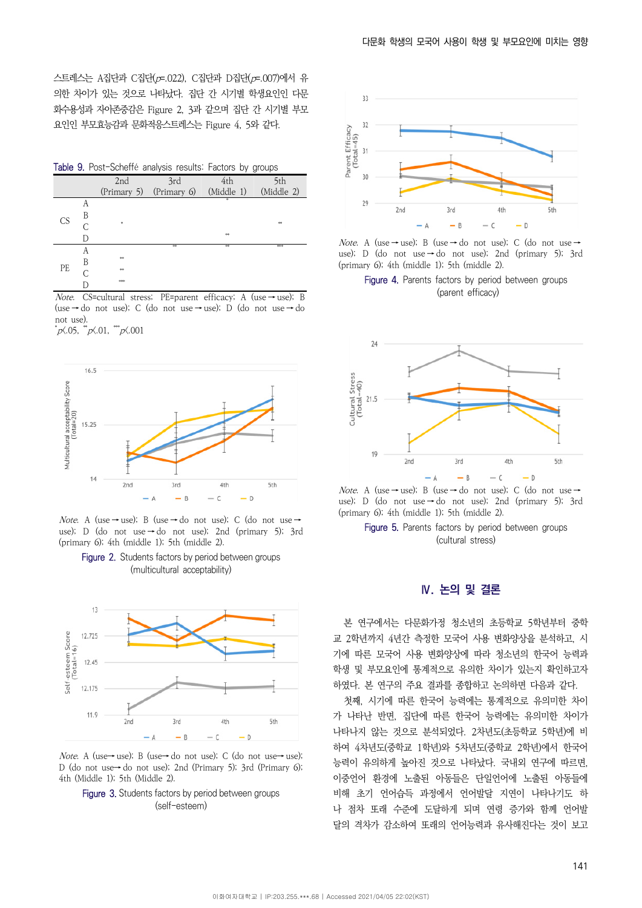스트레스는 A집단과 C집단($p$=.022), C집단과 D집단($p$=.007)에서 유의한 차이가 있는 것으로 나타났다. 집단 간 시기별 학생요인인 다문화수용성과 자아존중감은 Figure 2, 3과 같으며 집단 간 시기별 부모요인인 부모효능감과 문화적응스트레스는 Figure 4, 5와 같다.

**Table 9.** Post-Scheffé analysis results: Factors by groups

| | | 2nd (Primary 5) | 3rd (Primary 6) | 4th (Middle 1) | 5th (Middle 2) |
|---|---|---|---|---|---|
| CS | A | | | * | |
| | B | | | | |
| | C | * | | | ** |
| | D | | | ** | |
| PE | A | | ** | ** | *** |
| | B | ** | | | |
| | C | ** | | | |
| | D | *** | | | |

*Note.* CS=cultural stress; PE=parent efficacy; A (use→use); B (use→do not use); C (do not use→use); D (do not use→do not use).
$^{*}p<.05$, $^{**}p<.01$, $^{***}p<.001$

*Note.* A (use→use); B (use→do not use); C (do not use→use); D (do not use→do not use); 2nd (primary 5); 3rd (primary 6); 4th (middle 1); 5th (middle 2).

**Figure 2.** Students factors by period between groups (multicultural acceptability)

*Note.* A (use→use); B (use→do not use); C (do not use→use); D (do not use→do not use); 2nd (Primary 5); 3rd (Primary 6); 4th (Middle 1); 5th (Middle 2).

**Figure 3.** Students factors by period between groups (self-esteem)

*Note.* A (use→use); B (use→do not use); C (do not use→use); D (do not use→do not use); 2nd (primary 5); 3rd (primary 6); 4th (middle 1); 5th (middle 2).

**Figure 4.** Parents factors by period between groups (parent efficacy)

*Note.* A (use→use); B (use→do not use); C (do not use→use); D (do not use→do not use); 2nd (primary 5); 3rd (primary 6); 4th (middle 1); 5th (middle 2).

**Figure 5.** Parents factors by period between groups (cultural stress)

## Ⅳ. 논의 및 결론

본 연구에서는 다문화가정 청소년의 초등학교 5학년부터 중학교 2학년까지 4년간 측정한 모국어 사용 변화양상을 분석하고, 시기에 따른 모국어 사용 변화양상에 따라 청소년의 한국어 능력과 학생 및 부모요인에 통계적으로 유의한 차이가 있는지 확인하고자 하였다. 본 연구의 주요 결과를 종합하고 논의하면 다음과 같다.

첫째, 시기에 따른 한국어 능력에는 통계적으로 유의미한 차이가 나타난 반면, 집단에 따른 한국어 능력에는 유의미한 차이가 나타나지 않는 것으로 분석되었다. 2차년도(초등학교 5학년)에 비하여 4차년도(중학교 1학년)와 5차년도(중학교 2학년)에서 한국어 능력이 유의하게 높아진 것으로 나타났다. 국내외 연구에 따르면, 이중언어 환경에 노출된 아동들은 단일언어에 노출된 아동들에 비해 초기 언어습득 과정에서 언어발달 지연이 나타나기도 하나 점차 또래 수준에 도달하게 되며 연령 증가와 함께 언어발달의 격차가 감소하여 또래의 언어능력과 유사해진다는 것이 보고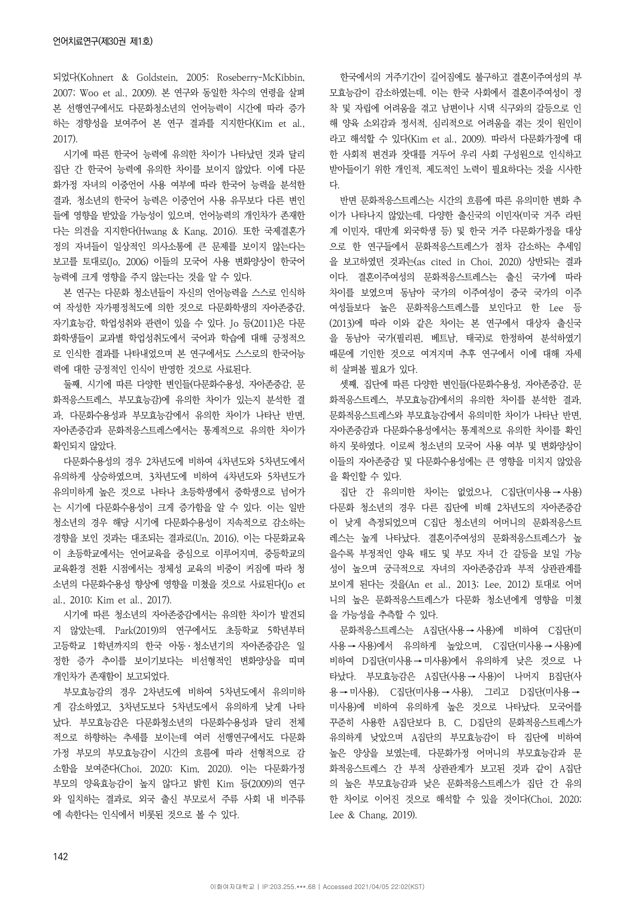되었다(Kohnert & Goldstein, 2005; Roseberry-McKibbin, 2007; Woo et al., 2009). 본 연구와 동일한 차수의 연령을 살펴본 선행연구에서도 다문화청소년의 언어능력이 시간에 따라 증가하는 경향성을 보여주어 본 연구 결과를 지지한다(Kim et al., 2017).

시기에 따른 한국어 능력에 유의한 차이가 나타났던 것과 달리 집단 간 한국어 능력에 유의한 차이를 보이지 않았다. 이에 다문화가정 자녀의 이중언어 사용 여부에 따라 한국어 능력을 분석한 결과, 청소년의 한국어 능력은 이중언어 사용 유무보다 다른 변인들에 영향을 받았을 가능성이 있으며, 언어능력의 개인차가 존재한다는 의견을 지지한다(Hwang & Kang, 2016). 또한 국제결혼가정의 자녀들이 일상적인 의사소통에 큰 문제를 보이지 않는다는 보고를 토대로(Jo, 2006) 이들의 모국어 사용 변화양상이 한국어 능력에 크게 영향을 주지 않는다는 것을 알 수 있다.

본 연구는 다문화 청소년들이 자신의 언어능력을 스스로 인식하여 작성한 자가평정척도에 의한 것으로 다문화학생의 자아존중감, 자기효능감, 학업성취와 관련이 있을 수 있다. Jo 등(2011)은 다문화학생들이 교과별 학업성취도에서 국어과 학습에 대해 긍정적으로 인식한 결과를 나타내었으며 본 연구에서도 스스로의 한국어능력에 대한 긍정적인 인식이 반영한 것으로 사료된다.

둘째, 시기에 따른 다양한 변인들(다문화수용성, 자아존중감, 문화적응스트레스, 부모효능감)에 유의한 차이가 있는지 분석한 결과, 다문화수용성과 부모효능감에서 유의한 차이가 나타난 반면, 자아존중감과 문화적응스트레스에서는 통계적으로 유의한 차이가 확인되지 않았다.

다문화수용성의 경우 2차년도에 비하여 4차년도와 5차년도에서 유의하게 상승하였으며, 3차년도에 비하여 4차년도와 5차년도가 유의미하게 높은 것으로 나타나 초등학생에서 중학생으로 넘어가는 시기에 다문화수용성이 크게 증가함을 알 수 있다. 이는 일반 청소년의 경우 해당 시기에 다문화수용성이 지속적으로 감소하는 경향을 보인 것과는 대조되는 결과로(Un, 2016), 이는 다문화교육이 초등학교에서는 언어교육을 중심으로 이루어지며, 중등학교의 교육환경 전환 시점에서는 정체성 교육의 비중이 커짐에 따라 청소년의 다문화수용성 향상에 영향을 미쳤을 것으로 사료된다(Jo et al., 2010; Kim et al., 2017).

시기에 따른 청소년의 자아존중감에서는 유의한 차이가 발견되지 않았는데, Park(2019)의 연구에서도 초등학교 5학년부터 고등학교 1학년까지의 한국 아동·청소년기의 자아존중감은 일정한 증가 추이를 보이기보다는 비선형적인 변화양상을 띠며 개인차가 존재함이 보고되었다.

부모효능감의 경우 2차년도에 비하여 5차년도에서 유의미하게 감소하였고, 3차년도보다 5차년도에서 유의하게 낮게 나타났다. 부모효능감은 다문화청소년의 다문화수용성과 달리 전체적으로 하향하는 추세를 보이는데 여러 선행연구에서도 다문화가정 부모의 부모효능감이 시간의 흐름에 따라 선형적으로 감소함을 보여준다(Choi, 2020; Kim, 2020). 이는 다문화가정 부모의 양육효능감이 높지 않다고 밝힌 Kim 등(2009)의 연구와 일치하는 결과로, 외국 출신 부모로서 주류 사회 내 비주류에 속한다는 인식에서 비롯된 것으로 볼 수 있다.

한국에서의 거주기간이 길어짐에도 불구하고 결혼이주여성의 부모효능감이 감소하였는데, 이는 한국 사회에서 결혼이주여성이 정착 및 자립에 어려움을 겪고 남편이나 시댁 식구와의 갈등으로 인해 양육 소외감과 정서적, 심리적으로 어려움을 겪는 것이 원인이라고 해석할 수 있다(Kim et al., 2009). 따라서 다문화가정에 대한 사회적 편견과 잣대를 거두어 우리 사회 구성원으로 인식하고 받아들이기 위한 개인적, 제도적인 노력이 필요하다는 것을 시사한다.

반면 문화적응스트레스는 시간의 흐름에 따른 유의미한 변화 추이가 나타나지 않았는데, 다양한 출신국의 이민자(미국 거주 라틴계 이민자, 대만계 외국학생 등) 및 한국 거주 다문화가정을 대상으로 한 연구들에서 문화적응스트레스가 점차 감소하는 추세임을 보고하였던 것과는(as cited in Choi, 2020) 상반되는 결과이다. 결혼이주여성의 문화적응스트레스는 출신 국가에 따라 차이를 보였으며 동남아 국가의 이주여성이 중국 국가의 이주여성들보다 높은 문화적응스트레스를 보인다고 한 Lee 등(2013)에 따라 이와 같은 차이는 본 연구에서 대상자 출신국을 동남아 국가(필리핀, 베트남, 태국)로 한정하여 분석하였기 때문에 기인한 것으로 여겨지며 추후 연구에서 이에 대해 자세히 살펴볼 필요가 있다.

셋째, 집단에 따른 다양한 변인들(다문화수용성, 자아존중감, 문화적응스트레스, 부모효능감)에서의 유의한 차이를 분석한 결과, 문화적응스트레스와 부모효능감에서 유의미한 차이가 나타난 반면, 자아존중감과 다문화수용성에서는 통계적으로 유의한 차이를 확인하지 못하였다. 이로써 청소년의 모국어 사용 여부 및 변화양상이 이들의 자아존중감 및 다문화수용성에는 큰 영향을 미치지 않았음을 확인할 수 있다.

집단 간 유의미한 차이는 없었으나, C집단(미사용→사용) 다문화 청소년의 경우 다른 집단에 비해 2차년도의 자아존중감이 낮게 측정되었으며 C집단 청소년의 어머니의 문화적응스트레스는 높게 나타났다. 결혼이주여성의 문화적응스트레스가 높을수록 부정적인 양육 태도 및 부모 자녀 간 갈등을 보일 가능성이 높으며 궁극적으로 자녀의 자아존중감과 부적 상관관계를 보이게 된다는 것을(An et al., 2013; Lee, 2012) 토대로 어머니의 높은 문화적응스트레스가 다문화 청소년에게 영향을 미쳤을 가능성을 추측할 수 있다.

문화적응스트레스는 A집단(사용→사용)에 비하여 C집단(미사용→사용)에서 유의하게 높았으며, C집단(미사용→사용)에 비하여 D집단(미사용→미사용)에서 유의하게 낮은 것으로 나타났다. 부모효능감은 A집단(사용→사용)이 나머지 B집단(사용→미사용), C집단(미사용→사용), 그리고 D집단(미사용→미사용)에 비하여 유의하게 높은 것으로 나타났다. 모국어를 꾸준히 사용한 A집단보다 B, C, D집단의 문화적응스트레스가 유의하게 낮았으며 A집단의 부모효능감이 타 집단에 비하여 높은 양상을 보였는데, 다문화가정 어머니의 부모효능감과 문화적응스트레스 간 부적 상관관계가 보고된 것과 같이 A집단의 높은 부모효능감과 낮은 문화적응스트레스가 집단 간 유의한 차이로 이어진 것으로 해석할 수 있을 것이다(Choi, 2020; Lee & Chang, 2019).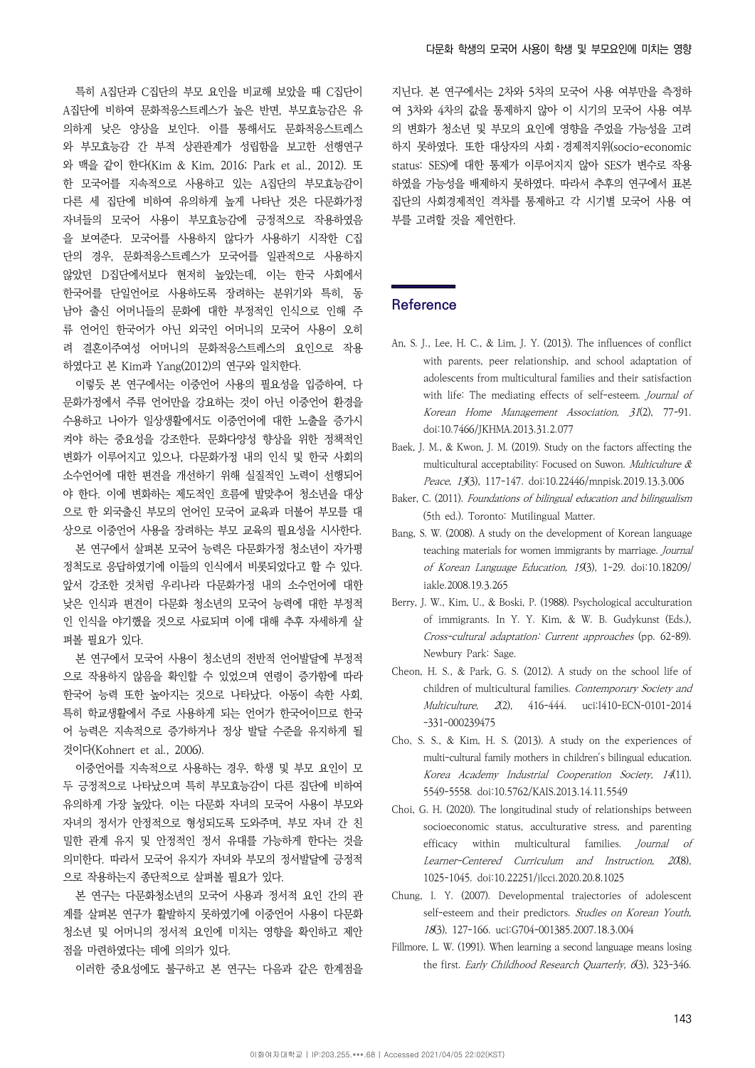특히 A집단과 C집단의 부모 요인을 비교해 보았을 때 C집단이 A집단에 비하여 문화적응스트레스가 높은 반면, 부모효능감은 유의하게 낮은 양상을 보인다. 이를 통해서도 문화적응스트레스와 부모효능감 간 부적 상관관계가 성립함을 보고한 선행연구와 맥을 같이 한다(Kim & Kim, 2016; Park et al., 2012). 또한 모국어를 지속적으로 사용하고 있는 A집단의 부모효능감이 다른 세 집단에 비하여 유의하게 높게 나타난 것은 다문화가정 자녀들의 모국어 사용이 부모효능감에 긍정적으로 작용하였음을 보여준다. 모국어를 사용하지 않다가 사용하기 시작한 C집단의 경우, 문화적응스트레스가 모국어를 일관적으로 사용하지 않았던 D집단에서보다 현저히 높았는데, 이는 한국 사회에서 한국어를 단일언어로 사용하도록 장려하는 분위기와 특히, 동남아 출신 어머니들의 문화에 대한 부정적인 인식으로 인해 주류 언어인 한국어가 아닌 외국인 어머니의 모국어 사용이 오히려 결혼이주여성 어머니의 문화적응스트레스의 요인으로 작용하였다고 본 Kim과 Yang(2012)의 연구와 일치한다.

이렇듯 본 연구에서는 이중언어 사용의 필요성을 입증하여, 다문화가정에서 주류 언어만을 강요하는 것이 아닌 이중언어 환경을 수용하고 나아가 일상생활에서도 이중언어에 대한 노출을 증가시켜야 하는 중요성을 강조한다. 문화다양성 향상을 위한 정책적인 변화가 이루어지고 있으나, 다문화가정 내의 인식 및 한국 사회의 소수언어에 대한 편견을 개선하기 위해 실질적인 노력이 선행되어야 한다. 이에 변화하는 제도적인 흐름에 발맞추어 청소년을 대상으로 한 외국출신 부모의 언어인 모국어 교육과 더불어 부모를 대상으로 이중언어 사용을 장려하는 부모 교육의 필요성을 시사한다.

본 연구에서 살펴본 모국어 능력은 다문화가정 청소년이 자가평정척도로 응답하였기에 이들의 인식에서 비롯되었다고 할 수 있다. 앞서 강조한 것처럼 우리나라 다문화가정 내의 소수언어에 대한 낮은 인식과 편견이 다문화 청소년의 모국어 능력에 대한 부정적인 인식을 야기했을 것으로 사료되며 이에 대해 추후 자세하게 살펴볼 필요가 있다.

본 연구에서 모국어 사용이 청소년의 전반적 언어발달에 부정적으로 작용하지 않음을 확인할 수 있었으며 연령이 증가함에 따라 한국어 능력 또한 높아지는 것으로 나타났다. 아동이 속한 사회, 특히 학교생활에서 주로 사용하게 되는 언어가 한국어이므로 한국어 능력은 지속적으로 증가하거나 정상 발달 수준을 유지하게 될 것이다(Kohnert et al., 2006).

이중언어를 지속적으로 사용하는 경우, 학생 및 부모 요인이 모두 긍정적으로 나타났으며 특히 부모효능감이 다른 집단에 비하여 유의하게 가장 높았다. 이는 다문화 자녀의 모국어 사용이 부모와 자녀의 정서가 안정적으로 형성되도록 도와주며, 부모 자녀 간 친밀한 관계 유지 및 안정적인 정서 유대를 가능하게 한다는 것을 의미한다. 따라서 모국어 유지가 자녀와 부모의 정서발달에 긍정적으로 작용하는지 종단적으로 살펴볼 필요가 있다.

본 연구는 다문화청소년의 모국어 사용과 정서적 요인 간의 관계를 살펴본 연구가 활발하지 못하였기에 이중언어 사용이 다문화 청소년 및 어머니의 정서적 요인에 미치는 영향을 확인하고 제안점을 마련하였다는 데에 의의가 있다.

이러한 중요성에도 불구하고 본 연구는 다음과 같은 한계점을 지닌다. 본 연구에서는 2차와 5차의 모국어 사용 여부만을 측정하여 3차와 4차의 값을 통제하지 않아 이 시기의 모국어 사용 여부의 변화가 청소년 및 부모의 요인에 영향을 주었을 가능성을 고려하지 못하였다. 또한 대상자의 사회·경제적지위(socio-economic status; SES)에 대한 통제가 이루어지지 않아 SES가 변수로 작용하였을 가능성을 배제하지 못하였다. 따라서 추후의 연구에서 표본 집단의 사회경제적인 격차를 통제하고 각 시기별 모국어 사용 여부를 고려할 것을 제언한다.

## Reference

An, S. J., Lee, H. C., & Lim, J. Y. (2013). The influences of conflict with parents, peer relationship, and school adaptation of adolescents from multicultural families and their satisfaction with life: The mediating effects of self-esteem. *Journal of Korean Home Management Association, 31*(2), 77-91. doi:10.7466/JKHMA.2013.31.2.077

Baek, J. M., & Kwon, J. M. (2019). Study on the factors affecting the multicultural acceptability: Focused on Suwon. *Multiculture & Peace, 13*(3), 117-147. doi:10.22446/mnpisk.2019.13.3.006

Baker, C. (2011). *Foundations of bilingual education and bilingualism* (5th ed.). Toronto: Mutilingual Matter.

Bang, S. W. (2008). A study on the development of Korean language teaching materials for women immigrants by marriage. *Journal of Korean Language Education, 19*(3), 1-29. doi:10.18209/iakle.2008.19.3.265

Berry, J. W., Kim, U., & Boski, P. (1988). Psychological acculturation of immigrants. In Y. Y. Kim, & W. B. Gudykunst (Eds.), *Cross-cultural adaptation: Current approaches* (pp. 62-89). Newbury Park: Sage.

Cheon, H. S., & Park, G. S. (2012). A study on the school life of children of multicultural families. *Contemporary Society and Multiculture, 2*(2), 416-444. uci:I410-ECN-0101-2014-331-000239475

Cho, S. S., & Kim, H. S. (2013). A study on the experiences of multi-cultural family mothers in children's bilingual education. *Korea Academy Industrial Cooperation Society, 14*(11), 5549-5558. doi:10.5762/KAIS.2013.14.11.5549

Choi, G. H. (2020). The longitudinal study of relationships between socioeconomic status, acculturative stress, and parenting efficacy within multicultural families. *Journal of Learner-Centered Curriculum and Instruction, 20*(8), 1025-1045. doi:10.22251/jlcci.2020.20.8.1025

Chung, I. Y. (2007). Developmental trajectories of adolescent self-esteem and their predictors. *Studies on Korean Youth, 18*(3), 127-166. uci:G704-001385.2007.18.3.004

Fillmore, L. W. (1991). When learning a second language means losing the first. *Early Childhood Research Quarterly, 6*(3), 323-346.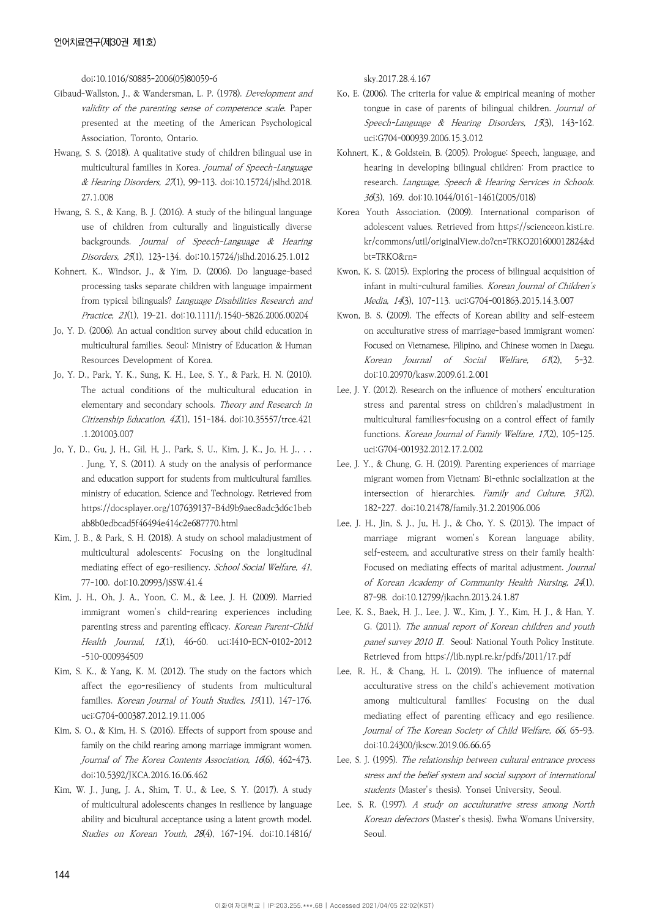doi:10.1016/S0885-2006(05)80059-6

Gibaud-Wallston, J., & Wandersman, L. P. (1978). *Development and validity of the parenting sense of competence scale.* Paper presented at the meeting of the American Psychological Association, Toronto, Ontario.

Hwang, S. S. (2018). A qualitative study of children bilingual use in multicultural families in Korea. *Journal of Speech-Language & Hearing Disorders, 27*(1), 99-113. doi:10.15724/jslhd.2018.27.1.008

Hwang, S. S., & Kang, B. J. (2016). A study of the bilingual language use of children from culturally and linguistically diverse backgrounds. *Journal of Speech-Language & Hearing Disorders, 25*(1), 123-134. doi:10.15724/jslhd.2016.25.1.012

Kohnert, K., Windsor, J., & Yim, D. (2006). Do language-based processing tasks separate children with language impairment from typical bilinguals? *Language Disabilities Research and Practice, 21*(1), 19-21. doi:10.1111/j.1540-5826.2006.00204

Jo, Y. D. (2006). An actual condition survey about child education in multicultural families. Seoul: Ministry of Education & Human Resources Development of Korea.

Jo, Y. D., Park, Y. K., Sung, K. H., Lee, S. Y., & Park, H. N. (2010). The actual conditions of the multicultural education in elementary and secondary schools. *Theory and Research in Citizenship Education, 42*(1), 151-184. doi:10.35557/trce.421.1.201003.007

Jo, Y, D., Gu, J, H., Gil, H, J., Park, S, U., Kim, J, K., Jo, H. J., . . . Jung, Y, S. (2011). A study on the analysis of performance and education support for students from multicultural families. ministry of education, Science and Technology. Retrieved from https://docsplayer.org/107639137-B4d9b9aec8adc3d6c1bebab8b0edbcad5f46494e414c2e687770.html

Kim, J. B., & Park, S. H. (2018). A study on school maladjustment of multicultural adolescents: Focusing on the longitudinal mediating effect of ego-resiliency. *School Social Welfare, 41*, 77-100. doi:10.20993/jSSW.41.4

Kim, J. H., Oh, J. A., Yoon, C. M., & Lee, J. H. (2009). Married immigrant women's child-rearing experiences including parenting stress and parenting efficacy. *Korean Parent-Child Health Journal, 12*(1), 46-60. uci:I410-ECN-0102-2012-510-000934509

Kim, S. K., & Yang, K. M. (2012). The study on the factors which affect the ego-resiliency of students from multicultural families. *Korean Journal of Youth Studies, 19*(11), 147-176. uci:G704-000387.2012.19.11.006

Kim, S. O., & Kim, H. S. (2016). Effects of support from spouse and family on the child rearing among marriage immigrant women. *Journal of The Korea Contents Association, 16*(6), 462-473. doi:10.5392/JKCA.2016.16.06.462

Kim, W. J., Jung, J. A., Shim, T. U., & Lee, S. Y. (2017). A study of multicultural adolescents changes in resilience by language ability and bicultural acceptance using a latent growth model. *Studies on Korean Youth, 28*(4), 167-194. doi:10.14816/sky.2017.28.4.167

Ko, E. (2006). The criteria for value & empirical meaning of mother tongue in case of parents of bilingual children. *Journal of Speech-Language & Hearing Disorders, 15*(3), 143-162. uci:G704-000939.2006.15.3.012

Kohnert, K., & Goldstein, B. (2005). Prologue: Speech, language, and hearing in developing bilingual children: From practice to research. *Language, Speech & Hearing Services in Schools. 36*(3), 169. doi:10.1044/0161-1461(2005/018)

Korea Youth Association. (2009). International comparison of adolescent values. Retrieved from https://scienceon.kisti.re.kr/commons/util/originalView.do?cn=TRKO201600012824&dbt=TRKO&rn=

Kwon, K. S. (2015). Exploring the process of bilingual acquisition of infant in multi-cultural families. *Korean Journal of Children's Media, 14*(3), 107-113. uci:G704-001863.2015.14.3.007

Kwon, B. S. (2009). The effects of Korean ability and self-esteem on acculturative stress of marriage-based immigrant women: Focused on Vietnamese, Filipino, and Chinese women in Daegu. *Korean Journal of Social Welfare, 61*(2), 5-32. doi:10.20970/kasw.2009.61.2.001

Lee, J. Y. (2012). Research on the influence of mothers' enculturation stress and parental stress on children's maladjustment in multicultural families-focusing on a control effect of family functions. *Korean Journal of Family Welfare, 17*(2), 105-125. uci:G704-001932.2012.17.2.002

Lee, J. Y., & Chung, G. H. (2019). Parenting experiences of marriage migrant women from Vietnam: Bi-ethnic socialization at the intersection of hierarchies. *Family and Culture, 31*(2), 182-227. doi:10.21478/family.31.2.201906.006

Lee, J. H., Jin, S. J., Ju, H. J., & Cho, Y. S. (2013). The impact of marriage migrant women's Korean language ability, self-esteem, and acculturative stress on their family health: Focused on mediating effects of marital adjustment. *Journal of Korean Academy of Community Health Nursing, 24*(1), 87-98. doi:10.12799/jkachn.2013.24.1.87

Lee, K. S., Baek, H. J., Lee, J. W., Kim, J. Y., Kim, H. J., & Han, Y. G. (2011). *The annual report of Korean children and youth panel survey 2010 II.* Seoul: National Youth Policy Institute. Retrieved from https://lib.nypi.re.kr/pdfs/2011/17.pdf

Lee, R. H., & Chang, H. L. (2019). The influence of maternal acculturative stress on the child's achievement motivation among multicultural families: Focusing on the dual mediating effect of parenting efficacy and ego resilience. *Journal of The Korean Society of Child Welfare, 66*, 65-93. doi:10.24300/jkscw.2019.06.66.65

Lee, S. J. (1995). *The relationship between cultural entrance process stress and the belief system and social support of international students* (Master's thesis). Yonsei University, Seoul.

Lee, S. R. (1997). *A study on acculturative stress among North Korean defectors* (Master's thesis). Ewha Womans University, Seoul.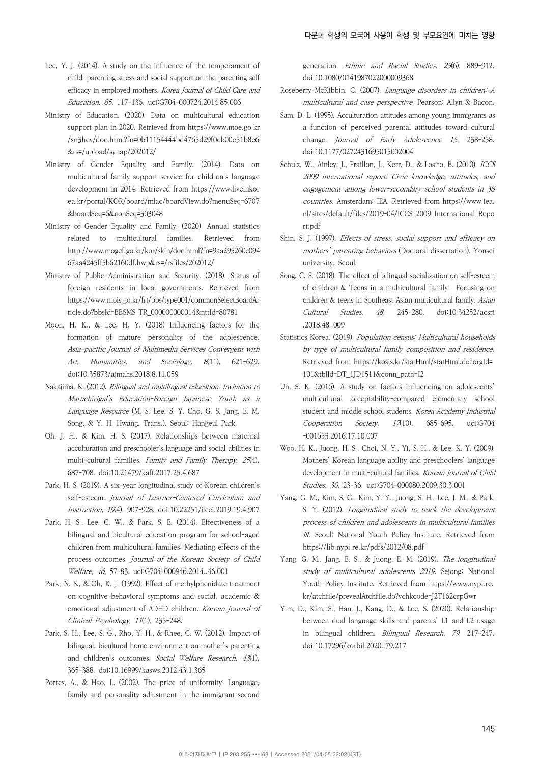Lee, Y. J. (2014). A study on the influence of the temperament of child, parenting stress and social support on the parenting self efficacy in employed mothers. *Korea Journal of Child Care and Education, 85*, 117-136. uci:G704-000724.2014.85.006

Ministry of Education. (2020). Data on multicultural education support plan in 2020. Retrieved from https://www.moe.go.kr/sn3hcv/doc.html?fn=0b11154444bd4765d29f0eb00e51b8e6&rs=/upload/synap/202012/

Ministry of Gender Equality and Family. (2014). Data on multicultural family support service for children's language development in 2014. Retrieved from https://www.liveinkorea.kr/portal/KOR/board/mlac/boardView.do?menuSeq=6707&boardSeq=6&conSeq=303048

Ministry of Gender Equality and Family. (2020). Annual statistics related to multicultural families. Retrieved from http://www.mogef.go.kr/kor/skin/doc.html?fn=9aa295260c09467aa4245ff5b62160df.hwp&rs=/rsfiles/202012/

Ministry of Public Administration and Security. (2018). Status of foreign residents in local governments. Retrieved from https://www.mois.go.kr/frt/bbs/type001/commonSelectBoardArticle.do?bbsId=BBSMS TR_000000000014&nttId=80781

Moon, H. K., & Lee, H. Y. (2018) Influencing factors for the formation of mature personality of the adolescence. *Asia-pacific Journal of Multimedia Services Convergent with Art, Humanities, and Sociology, 8*(11), 621-629. doi:10.35873/ajmahs.2018.8.11.059

Nakajima, K. (2012). *Bilingual and multilingual education: Invitation to Maruchirigal's Education-Foreign Japanese Youth as a Language Resource* (M. S. Lee, S. Y. Cho, G. S. Jang, E. M. Song, & Y. H. Hwang, Trans.). Seoul: Hangeul Park.

Oh, J. H., & Kim, H. S. (2017). Relationships between maternal acculturation and preschooler's language and social abilities in multi-cultural families. *Family and Family Therapy, 25*(4), 687-708. doi:10.21479/kaft.2017.25.4.687

Park, H. S. (2019). A six-year longitudinal study of Korean children's self-esteem. *Journal of Learner-Centered Curriculum and Instruction, 19*(4), 907-928. doi:10.22251/jlcci.2019.19.4.907

Park, H. S., Lee, C. W., & Park, S. E. (2014). Effectiveness of a bilingual and bicultural education program for school-aged children from multicultural families: Mediating effects of the process outcomes. *Journal of the Korean Society of Child Welfare, 46*, 57-83. uci:G704-000946.2014..46.001

Park, N. S., & Oh, K. J. (1992). Effect of methylphenidate treatment on cognitive behavioral symptoms and social, academic & emotional adjustment of ADHD children. *Korean Journal of Clinical Psychology, 11*(1), 235-248.

Park, S. H., Lee, S. G., Rho, Y. H., & Rhee, C. W. (2012). Impact of bilingual, bicultural home environment on mother's parenting and children's outcomes. *Social Welfare Research, 43*(1), 365-388. doi:10.16999/kasws.2012.43.1.365

Portes, A., & Hao, L. (2002). The price of uniformity: Language, family and personality adjustment in the immigrant second generation. *Ethnic and Racial Studies, 25*(6), 889-912. doi:10.1080/0141987022000009368

Roseberry-McKibbin, C. (2007). *Language disorders in children: A multicultural and case perspective*. Pearson: Allyn & Bacon.

Sam, D. L. (1995). Acculturation attitudes among young immigrants as a function of perceived parental attitudes toward cultural change. *Journal of Early Adolescence 15*, 238-258. doi:10.1177/0272431695015002004

Schulz, W., Ainley, J., Fraillon, J., Kerr, D., & Losito, B. (2010). *ICCS 2009 international report: Civic knowledge, attitudes, and engagement among lower-secondary school students in 38 countries*. Amsterdam: IEA. Retrieved from https://www.iea.nl/sites/default/files/2019-04/ICCS_2009_International_Report.pdf

Shin, S. J. (1997). *Effects of stress, social support and efficacy on mothers' parenting behaviors* (Doctoral dissertation). Yonsei university, Seoul.

Song, C. S. (2018). The effect of bilingual socialization on self-esteem of children & Teens in a multicultural family: Focusing on children & teens in Southeast Asian multicultural family. *Asian Cultural Studies, 48*, 245-280. doi:10.34252/acsri.2018.48..009

Statistics Korea. (2019). *Population census: Multicultural households by type of multicultural family composition and residence.* Retrieved from https://kosis.kr/statHtml/statHtml.do?orgId=101&tblId=DT_1JD1511&conn_path=I2

Un, S. K. (2016). A study on factors influencing on adolescents' multicultural acceptability-compared elementary school student and middle school students. *Korea Academy Industrial Cooperation Society, 17*(10), 685-695. uci:G704-001653.2016.17.10.007

Woo, H. K., Juong, H. S., Choi, N. Y., Yi, S. H., & Lee, K. Y. (2009). Mothers' Korean language ability and preschoolers' language development in multi-cultural families. *Korean Journal of Child Studies, 30*, 23-36. uci:G704-000080.2009.30.3.001

Yang, G. M., Kim, S. G., Kim, Y. Y., Juong, S. H., Lee, J. M., & Park, S. Y. (2012). *Longitudinal study to track the development process of children and adolescents in multicultural families III*. Seoul: National Youth Policy Institute. Retrieved from https://lib.nypi.re.kr/pdfs/2012/08.pdf

Yang, G. M., Jang, E. S., & Juong, E. M. (2019). *The longitudinal study of multicultural adolescents 2019*. Sejong: National Youth Policy Institute. Retrieved from https://www.nypi.re.kr/atchfile/prevealAtchfile.do?vchkcode=J2T162crpGwr

Yim, D., Kim, S., Han, J., Kang, D., & Lee, S. (2020). Relationship between dual language skills and parents' L1 and L2 usage in bilingual children. *Bilingual Research, 79*, 217-247. doi:10.17296/korbil.2020..79.217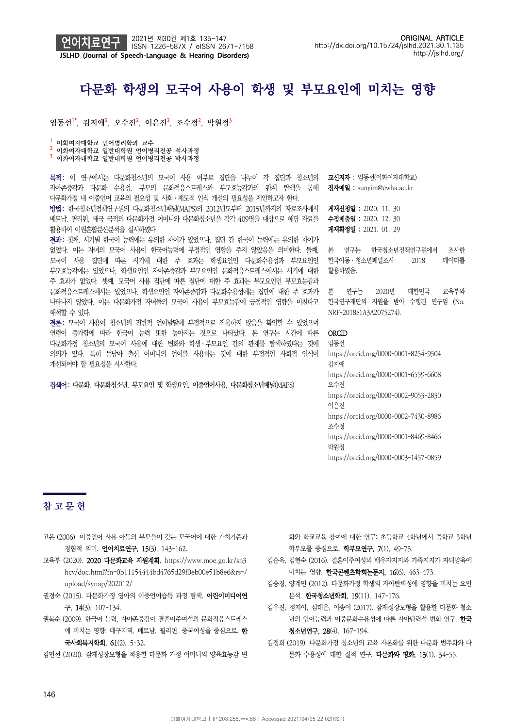# 다문화 학생의 모국어 사용이 학생 및 부모요인에 미치는 영향

임동선[1*], 김지애[2], 오수진[2], 이은진[2], 조수정[2], 박원정[3]

[1] 이화여자대학교 언어병리학과 교수
[2] 이화여자대학교 일반대학원 언어병리전공 석사과정
[3] 이화여자대학교 일반대학원 언어병리전공 박사과정

**목적:** 이 연구에서는 다문화청소년의 모국어 사용 여부로 집단을 나누어 각 집단과 청소년의 자아존중감과 다문화 수용성, 부모의 문화적응스트레스와 부모효능감과의 관계 탐색을 통해 다문화가정 내 이중언어 교육의 필요성 및 사회·제도적 인식 개선의 필요성을 제언하고자 한다.

**방법:** 한국청소년정책연구원의 다문화청소년패널(MAPS)의 2012년도부터 2015년까지의 자료조사에서 베트남, 필리핀, 태국 국적의 다문화가정 어머니와 다문화청소년을 각각 409명을 대상으로 해당 자료를 활용하여 이원혼합분산분석을 실시하였다.

**결과:** 첫째, 시기별 한국어 능력에는 유의한 차이가 있었으나, 집단 간 한국어 능력에는 유의한 차이가 없었다. 이는 자녀의 모국어 사용이 한국어능력에 부정적인 영향을 주지 않았음을 의미한다. 둘째, 모국어 사용 집단에 따른 시기에 대한 주 효과는 학생요인인 다문화수용성과 부모요인인 부모효능감에는 있었으나, 학생요인인 자아존중감과 부모요인인 문화적응스트레스에서는 시기에 대한 주 효과가 없었다. 셋째, 모국어 사용 집단에 따른 집단에 대한 주 효과는 부모요인인 부모효능감과 문화적응스트레스에서는 있었으나, 학생요인인 자아존중감과 다문화수용성에는 집단에 대한 주 효과가 나타나지 않았다. 이는 다문화가정 자녀들의 모국어 사용이 부모효능감에 긍정적인 영향을 미친다고 해석할 수 있다.

**결론:** 모국어 사용이 청소년의 전반적 언어발달에 부정적으로 작용하지 않음을 확인할 수 있었으며 연령이 증가함에 따라 한국어 능력 또한 높아지는 것으로 나타났다. 본 연구는 시간에 따른 다문화가정 청소년의 모국어 사용에 대한 변화와 학생·부모요인 간의 관계를 탐색하였다는 것에 의의가 있다. 특히 동남아 출신 어머니의 언어를 사용하는 것에 대한 부정적인 사회적 인식이 개선되어야 할 필요성을 시사한다.

**검색어:** 다문화, 다문화청소년, 부모요인 및 학생요인, 이중언어사용, 다문화청소년패널(MAPS)

**교신저자 :** 임동선(이화여자대학교)
**전자메일 :** sunyim@ewha.ac.kr

**게재신청일 :** 2020. 11. 30
**수정제출일 :** 2020. 12. 30
**게재확정일 :** 2021. 01. 29

본 연구는 한국청소년정책연구원에서 조사한 한국아동·청소년패널조사 2018 데이터를 활용하였음.

본 연구는 2020년 대한민국 교육부와 한국연구재단의 지원을 받아 수행된 연구임 (No. NRF-2018S1A3A2075274).

**ORCID**
임동선
https://orcid.org/0000-0001-8254-9504
김지애
https://orcid.org/0000-0001-6559-6608
오수진
https://orcid.org/0000-0002-9053-2830
이은진
https://orcid.org/0000-0002-7430-8986
조수정
https://orcid.org/0000-0001-8469-8466
박원정
https://orcid.org/0000-0003-1457-0859

## 참고문헌

고은 (2006). 이중언어 사용 아동의 부모들이 갖는 모국어에 대한 가치기준과 경험적 의미. **언어치료연구, 15**(3), 143-162.

교육부 (2020). **2020 다문화교육 지원계획.** https://www.moe.go.kr/sn3hcv/doc.html?fn=0b11154444bd4765d29f0eb00e51b8e6&rs=/upload/synap/202012/

권경숙 (2015). 다문화가정 영아의 이중언어습득 과정 탐색. **어린이미디어연구, 14**(3), 107-134.

권복순 (2009). 한국어 능력, 자아존중감이 결혼이주여성의 문화적응스트레스에 미치는 영향: 대구지역, 베트남, 필리핀, 중국여성을 중심으로. **한국사회복지학회, 61**(2), 5-32.

김민선 (2020). 잠재성장모형을 적용한 다문화 가정 어머니의 양육효능감 변화와 학교교육 참여에 대한 연구: 초등학교 4학년에서 중학교 3학년 학부모를 중심으로. **학부모연구, 7**(1), 49-75.

김순옥, 김현숙 (2016). 결혼이주여성의 배우자지지와 가족지지가 자녀양육에 미치는 영향. **한국콘텐츠학회논문지, 16**(6), 463-473.

김승경, 양계민 (2012). 다문화가정 학생의 자아탄력성에 영향을 미치는 요인 분석. **한국청소년학회, 19**(11), 147-176.

김우진, 정지아, 심태은, 이승이 (2017). 잠재성장모형을 활용한 다문화 청소년의 언어능력과 이중문화수용성에 따른 자아탄력성 변화 연구. **한국청소년연구, 28**(4), 167-194.

김정희 (2019). 다문화가정 청소년의 교육 자본화를 위한 다문화 범주화와 다문화 수용성에 대한 질적 연구. **다문화와 평화, 13**(1), 34-55.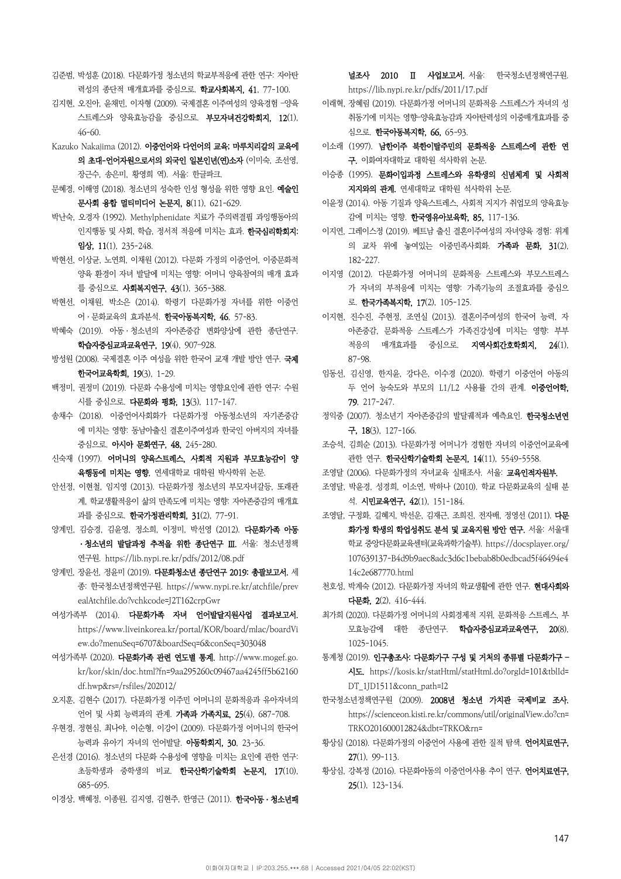김준범, 박성훈 (2018). 다문화가정 청소년의 학교부적응에 관한 연구: 자아탄력성의 종단적 매개효과를 중심으로. **학교사회복지, 41**, 77-100.

김지현, 오진아, 윤채민, 이자형 (2009). 국제결혼 이주여성의 양육경험 -양육스트레스와 양육효능감을 중심으로. **부모자녀건강학회지, 12**(1), 46-60.

Kazuko Nakajima (2012). **이중언어와 다언어의 교육: 마루치리갈의 교육에의 초대-언어자원으로서의 외국인 일본인년(연)소자** (이미숙, 조선영, 장근수, 송은미, 황영희 역). 서울: 한글파크.

문혜경, 이해영 (2018). 청소년의 성숙한 인성 형성을 위한 영향 요인. **예술인문사회 융합 멀티미디어 논문지, 8**(11), 621-629.

박난숙, 오경자 (1992). Methylphenidate 치료가 주의력결핍 과잉행동아의 인지행동 및 사회, 학습, 정서적 적응에 미치는 효과. **한국심리학회지: 임상, 11**(1), 235-248.

박현선, 이상균, 노연희, 이채원 (2012). 다문화 가정의 이중언어, 이중문화적 양육 환경이 자녀 발달에 미치는 영향: 어머니 양육참여의 매개 효과를 중심으로. **사회복지연구, 43**(1), 365-388.

박현선, 이채원, 박소은 (2014). 학령기 다문화가정 자녀를 위한 이중언어・문화교육의 효과분석. **한국아동복지학, 46**, 57-83.

박혜숙 (2019). 아동・청소년의 자아존중감 변화양상에 관한 종단연구. **학습자중심교과교육연구, 19**(4), 907-928.

방성원 (2008). 국제결혼 이주 여성을 위한 한국어 교재 개발 방안 연구. **국제한국어교육학회, 19**(3), 1-29.

백정미, 권정미 (2019). 다문화 수용성에 미치는 영향요인에 관한 연구: 수원시를 중심으로. **다문화와 평화, 13**(3), 117-147.

송채수 (2018). 이중언어사회화가 다문화가정 아동청소년의 자기존중감에 미치는 영향: 동남아출신 결혼이주여성과 한국인 아버지의 자녀를 중심으로. **아시아 문화연구, 48**, 245-280.

신숙재 (1997). **어머니의 양육스트레스, 사회적 지원과 부모효능감이 양육행동에 미치는 영향**. 연세대학교 대학원 박사학위 논문.

안선정, 이현철, 임지영 (2013). 다문화가정 청소년의 부모자녀갈등, 또래관계, 학교생활적응이 삶의 만족도에 미치는 영향: 자아존중감의 매개효과를 중심으로. **한국가정관리학회, 31**(2), 77-91.

양계민, 김승경, 김윤영, 정소희, 이정미, 박선영 (2012). **다문화가족 아동・청소년의 발달과정 추적을 위한 종단연구 Ⅲ**. 서울: 청소년정책연구원. https://lib.nypi.re.kr/pdfs/2012/08.pdf

양계민, 장윤선, 정윤미 (2019). **다문화청소년 종단연구 2019: 총괄보고서**. 세종: 한국청소년정책연구원. https://www.nypi.re.kr/atchfile/prevealAtchfile.do?vchkcode=J2T162crpGwr

여성가족부 (2014). **다문화가족 자녀 언어발달지원사업 결과보고서**. https://www.liveinkorea.kr/portal/KOR/board/mlac/boardView.do?menuSeq=6707&boardSeq=6&conSeq=303048

여성가족부 (2020). **다문화가족 관련 연도별 통계**. http://www.mogef.go.kr/kor/skin/doc.html?fn=9aa295260c09467aa4245ff5b62160df.hwp&rs=/rsfiles/202012/

오지훈, 김현수 (2017). 다문화가정 이주민 어머니의 문화적응과 유아자녀의 언어 및 사회 능력과의 관계. **가족과 가족치료, 25**(4), 687-708.

우현경, 정현심, 최나야, 이순형, 이강이 (2009). 다문화가정 어머니의 한국어 능력과 유아기 자녀의 언어발달. **아동학회지, 30**, 23-36.

은선경 (2016). 청소년의 다문화 수용성에 영향을 미치는 요인에 관한 연구: 초등학생과 중학생의 비교. **한국산학기술학회 논문지, 17**(10), 685-695.

이경상, 백혜정, 이종원, 김지영, 김현주, 한영근 (2011). **한국아동・청소년패널조사 2010 Ⅱ 사업보고서**. 서울: 한국청소년정책연구원. https://lib.nypi.re.kr/pdfs/2011/17.pdf

이래혁, 장혜림 (2019). 다문화가정 어머니의 문화적응 스트레스가 자녀의 성취동기에 미치는 영향-양육효능감과 자아탄력성의 이중매개효과를 중심으로. **한국아동복지학, 66**, 65-93.

이소래 (1997). **남한이주 북한이탈주민의 문화적응 스트레스에 관한 연구**. 이화여자대학교 대학원 석사학위 논문.

이승종 (1995). **문화이입과정 스트레스와 유학생의 신념체계 및 사회적 지지와의 관계**. 연세대학교 대학원 석사학위 논문.

이윤정 (2014). 아동 기질과 양육스트레스, 사회적 지지가 취업모의 양육효능감에 미치는 영향. **한국영유아보육학, 85**, 117-136.

이지연, 그레이스정 (2019). 베트남 출신 결혼이주여성의 자녀양육 경험: 위계의 교차 위에 놓여있는 이중민족사회화. **가족과 문화, 31**(2), 182-227.

이지영 (2012). 다문화가정 어머니의 문화적응 스트레스와 부모스트레스가 자녀의 부적응에 미치는 영향: 가족기능의 조절효과를 중심으로. **한국가족복지학, 17**(2), 105-125.

이지현, 진수진, 주현정, 조연실 (2013). 결혼이주여성의 한국어 능력, 자아존중감, 문화적응 스트레스가 가족건강성에 미치는 영향: 부부적응의 매개효과를 중심으로. **지역사회간호학회지, 24**(1), 87-98.

임동선, 김신영, 한지윤, 강다은, 이수경 (2020). 학령기 이중언어 아동의 두 언어 능숙도와 부모의 L1/L2 사용률 간의 관계. **이중언어학, 79**, 217-247.

정익중 (2007). 청소년기 자아존중감의 발달궤적과 예측요인. **한국청소년연구, 18**(3), 127-166.

조승석, 김희순 (2013). 다문화가정 어머니가 경험한 자녀의 이중언어교육에 관한 연구. **한국산학기술학회 논문지, 14**(11), 5549-5558.

조영달 (2006). 다문화가정의 자녀교육 실태조사. 서울: **교육인적자원부**.

조영달, 박윤경, 성경희, 이소연, 박하나 (2010). 학교 다문화교육의 실태 분석. **시민교육연구, 42**(1), 151-184.

조영달, 구정화, 길혜지, 박선운, 김재근, 조희진, 전자배, 정영선 (2011). **다문화가정 학생의 학업성취도 분석 및 교육지원 방안 연구**. 서울: 서울대학교 중앙다문화교육센터(교육과학기술부). https://docsplayer.org/107639137-B4d9b9aec8adc3d6c1bebab8b0edbcad5f46494e414c2e687770.html

천호성, 박계숙 (2012). 다문화가정 자녀의 학교생활에 관한 연구. **현대사회와 다문화, 2**(2), 416-444.

최가희 (2020). 다문화가정 어머니의 사회경제적 지위, 문화적응 스트레스, 부모효능감에 대한 종단연구. **학습자중심교과교육연구, 20**(8), 1025-1045.

통계청 (2019). **인구총조사: 다문화가구 구성 및 거처의 종류별 다문화가구 - 시도**. https://kosis.kr/statHtml/statHtml.do?orgId=101&tblId=DT_1JD1511&conn_path=I2

한국청소년정책연구원 (2009). **2008년 청소년 가치관 국제비교 조사**. https://scienceon.kisti.re.kr/commons/util/originalView.do?cn=TRKO201600012824&dbt=TRKO&rn=

황상심 (2018). 다문화가정의 이중언어 사용에 관한 질적 탐색. **언어치료연구, 27**(1), 99-113.

황상심, 강복정 (2016). 다문화아동의 이중언어사용 추이 연구. **언어치료연구, 25**(1), 123-134.